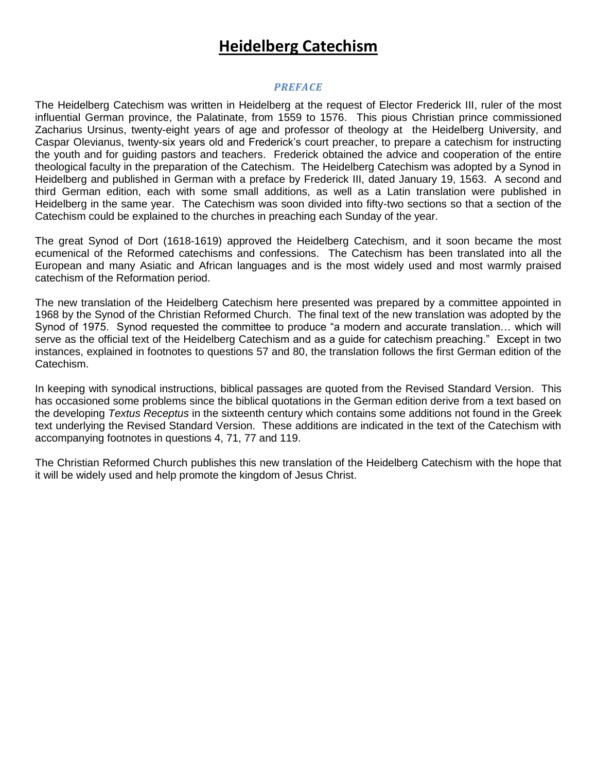# Heidelberg Catechism

## *PREFACE*

The Heidelberg Catechism was written in Heidelberg at the request of Elector Frederick III, ruler of the most influential German province, the Palatinate, from 1559 to 1576. This pious Christian prince commissioned Zacharius Ursinus, twenty-eight years of age and professor of theology at the Heidelberg University, and Caspar Olevianus, twenty-six years old and Frederick's court preacher, to prepare a catechism for instructing the youth and for guiding pastors and teachers. Frederick obtained the advice and cooperation of the entire theological faculty in the preparation of the Catechism. The Heidelberg Catechism was adopted by a Synod in Heidelberg and published in German with a preface by Frederick III, dated January 19, 1563. A second and third German edition, each with some small additions, as well as a Latin translation were published in Heidelberg in the same year. The Catechism was soon divided into fifty-two sections so that a section of the Catechism could be explained to the churches in preaching each Sunday of the year.

The great Synod of Dort (1618-1619) approved the Heidelberg Catechism, and it soon became the most ecumenical of the Reformed catechisms and confessions. The Catechism has been translated into all the European and many Asiatic and African languages and is the most widely used and most warmly praised catechism of the Reformation period.

The new translation of the Heidelberg Catechism here presented was prepared by a committee appointed in 1968 by the Synod of the Christian Reformed Church. The final text of the new translation was adopted by the Synod of 1975. Synod requested the committee to produce "a modern and accurate translation… which will serve as the official text of the Heidelberg Catechism and as a guide for catechism preaching." Except in two instances, explained in footnotes to questions 57 and 80, the translation follows the first German edition of the Catechism.

In keeping with synodical instructions, biblical passages are quoted from the Revised Standard Version. This has occasioned some problems since the biblical quotations in the German edition derive from a text based on the developing *Textus Receptus* in the sixteenth century which contains some additions not found in the Greek text underlying the Revised Standard Version. These additions are indicated in the text of the Catechism with accompanying footnotes in questions 4, 71, 77 and 119.

The Christian Reformed Church publishes this new translation of the Heidelberg Catechism with the hope that it will be widely used and help promote the kingdom of Jesus Christ.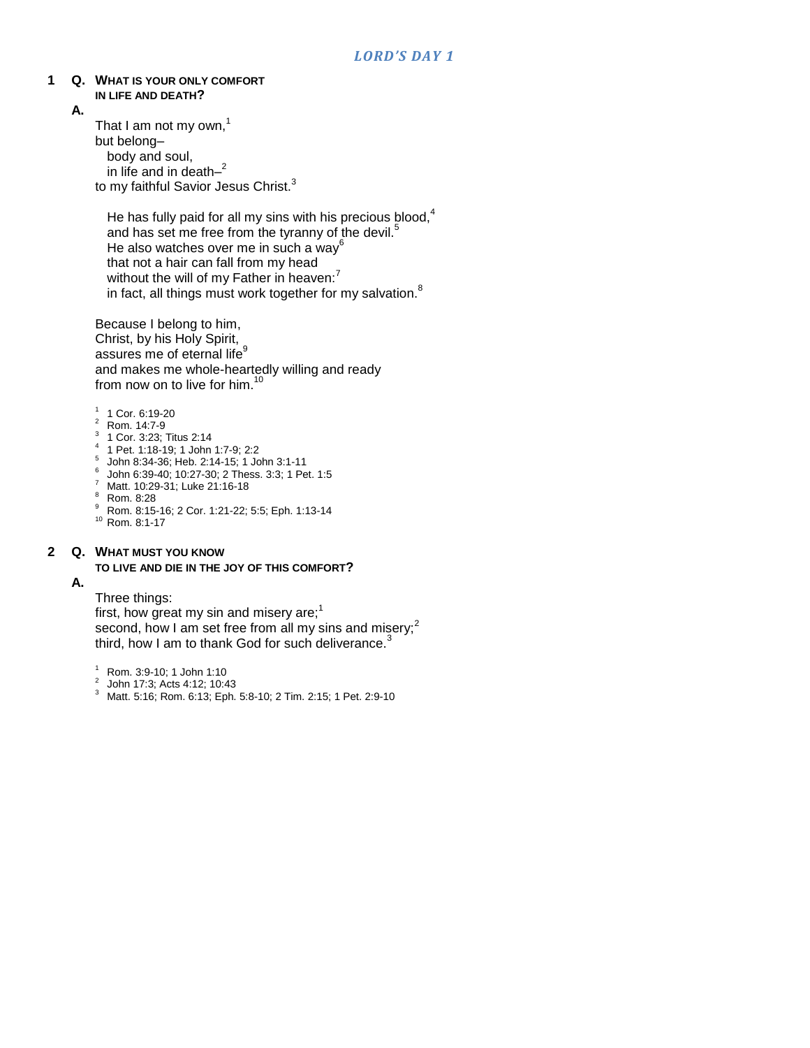## *LORD'S DAY 1*

**1 Q. WHAT IS YOUR ONLY COMFORT IN LIFE AND DEATH?**

**A.**

That I am not my own,[1]
but belong–
body and soul,
in life and in death–[2]
to my faithful Savior Jesus Christ.[3]

He has fully paid for all my sins with his precious blood,[4]
and has set me free from the tyranny of the devil.[5]
He also watches over me in such a way[6]
that not a hair can fall from my head
without the will of my Father in heaven:[7]
in fact, all things must work together for my salvation.[8]

Because I belong to him,
Christ, by his Holy Spirit,
assures me of eternal life[9]
and makes me whole-heartedly willing and ready
from now on to live for him.[10]

[1] 1 Cor. 6:19-20
[2] Rom. 14:7-9
[3] 1 Cor. 3:23; Titus 2:14
[4] 1 Pet. 1:18-19; 1 John 1:7-9; 2:2
[5] John 8:34-36; Heb. 2:14-15; 1 John 3:1-11
[6] John 6:39-40; 10:27-30; 2 Thess. 3:3; 1 Pet. 1:5
[7] Matt. 10:29-31; Luke 21:16-18
[8] Rom. 8:28
[9] Rom. 8:15-16; 2 Cor. 1:21-22; 5:5; Eph. 1:13-14
[10] Rom. 8:1-17

**2 Q. WHAT MUST YOU KNOW TO LIVE AND DIE IN THE JOY OF THIS COMFORT?**

**A.**

Three things:
first, how great my sin and misery are;[1]
second, how I am set free from all my sins and misery;[2]
third, how I am to thank God for such deliverance.[3]

[1] Rom. 3:9-10; 1 John 1:10
[2] John 17:3; Acts 4:12; 10:43
[3] Matt. 5:16; Rom. 6:13; Eph. 5:8-10; 2 Tim. 2:15; 1 Pet. 2:9-10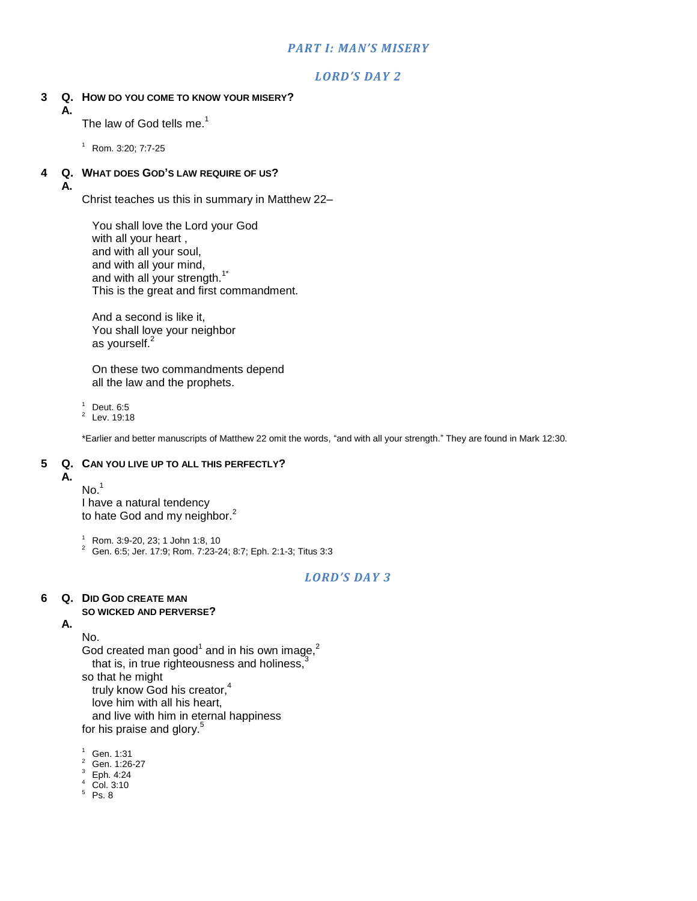## *PART I: MAN'S MISERY*

### *LORD'S DAY 2*

**3 Q. HOW DO YOU COME TO KNOW YOUR MISERY?**

**A.**

The law of God tells me.[1]

[1] Rom. 3:20; 7:7-25

**4 Q. WHAT DOES GOD'S LAW REQUIRE OF US?**

**A.**

Christ teaches us this in summary in Matthew 22–

You shall love the Lord your God
with all your heart ,
and with all your soul,
and with all your mind,
and with all your strength.[1*]
This is the great and first commandment.

And a second is like it,
You shall love your neighbor
as yourself.[2]

On these two commandments depend
all the law and the prophets.

[1] Deut. 6:5
[2] Lev. 19:18

*Earlier and better manuscripts of Matthew 22 omit the words, "and with all your strength." They are found in Mark 12:30.

**5 Q. CAN YOU LIVE UP TO ALL THIS PERFECTLY?**

**A.**

No.[1]
I have a natural tendency
to hate God and my neighbor.[2]

[1] Rom. 3:9-20, 23; 1 John 1:8, 10
[2] Gen. 6:5; Jer. 17:9; Rom. 7:23-24; 8:7; Eph. 2:1-3; Titus 3:3

### *LORD'S DAY 3*

**6 Q. DID GOD CREATE MAN SO WICKED AND PERVERSE?**

**A.**

No.
God created man good[1] and in his own image,[2]
that is, in true righteousness and holiness,[3]
so that he might
truly know God his creator,[4]
love him with all his heart,
and live with him in eternal happiness
for his praise and glory.[5]

[1] Gen. 1:31
[2] Gen. 1:26-27
[3] Eph. 4:24
[4] Col. 3:10
[5] Ps. 8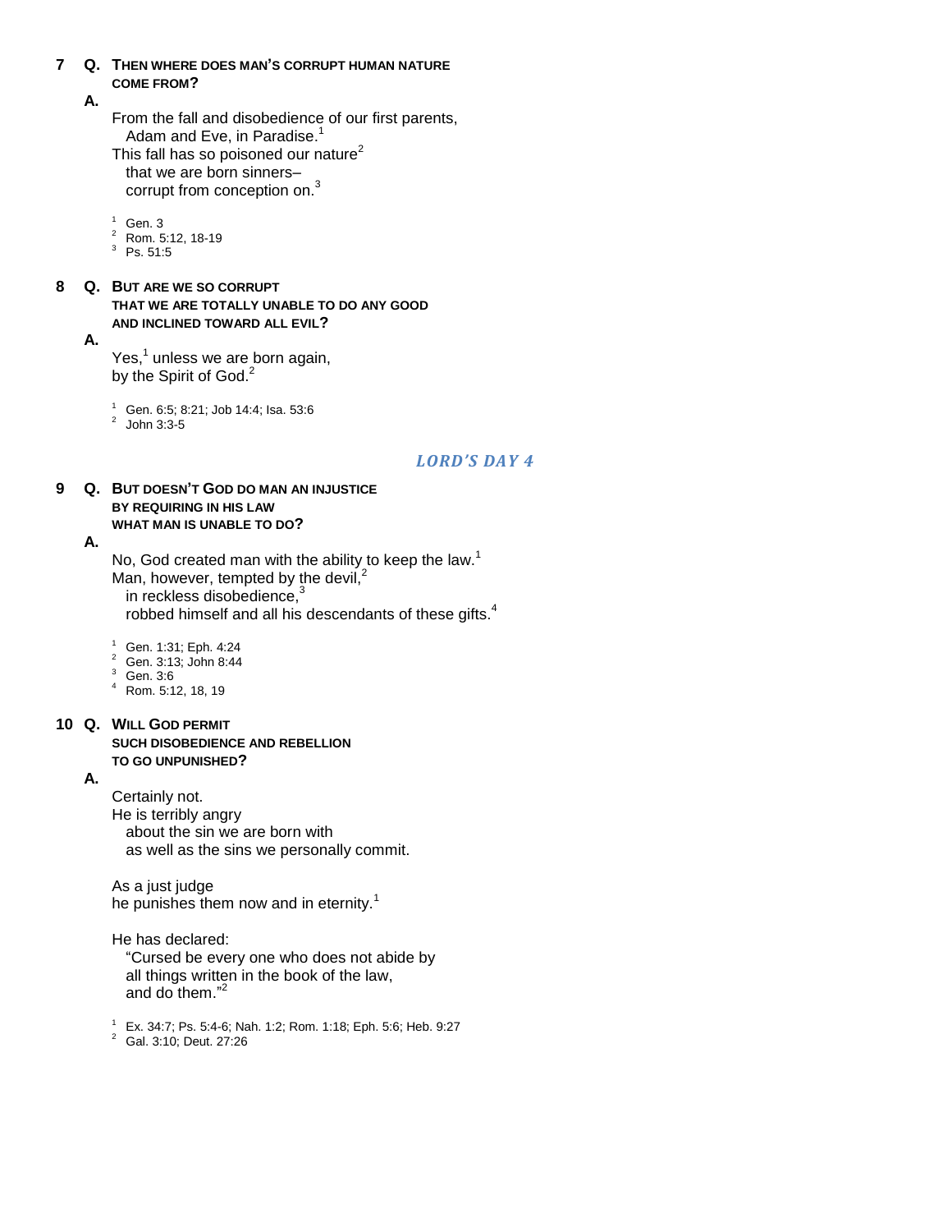**7 Q. Then where does man's corrupt human nature come from?**

**A.**

From the fall and disobedience of our first parents,
Adam and Eve, in Paradise.[1]
This fall has so poisoned our nature[2]
that we are born sinners–
corrupt from conception on.[3]

[1] Gen. 3
[2] Rom. 5:12, 18-19
[3] Ps. 51:5

**8 Q. But are we so corrupt that we are totally unable to do any good and inclined toward all evil?**

**A.**

Yes,[1] unless we are born again,
by the Spirit of God.[2]

[1] Gen. 6:5; 8:21; Job 14:4; Isa. 53:6
[2] John 3:3-5

## *LORD'S DAY 4*

**9 Q. But doesn't God do man an injustice by requiring in his law what man is unable to do?**

**A.**

No, God created man with the ability to keep the law.[1]
Man, however, tempted by the devil,[2]
in reckless disobedience,[3]
robbed himself and all his descendants of these gifts.[4]

[1] Gen. 1:31; Eph. 4:24
[2] Gen. 3:13; John 8:44
[3] Gen. 3:6
[4] Rom. 5:12, 18, 19

**10 Q. Will God permit such disobedience and rebellion to go unpunished?**

**A.**

Certainly not.
He is terribly angry
about the sin we are born with
as well as the sins we personally commit.

As a just judge
he punishes them now and in eternity.[1]

He has declared:
"Cursed be every one who does not abide by
all things written in the book of the law,
and do them."[2]

[1] Ex. 34:7; Ps. 5:4-6; Nah. 1:2; Rom. 1:18; Eph. 5:6; Heb. 9:27
[2] Gal. 3:10; Deut. 27:26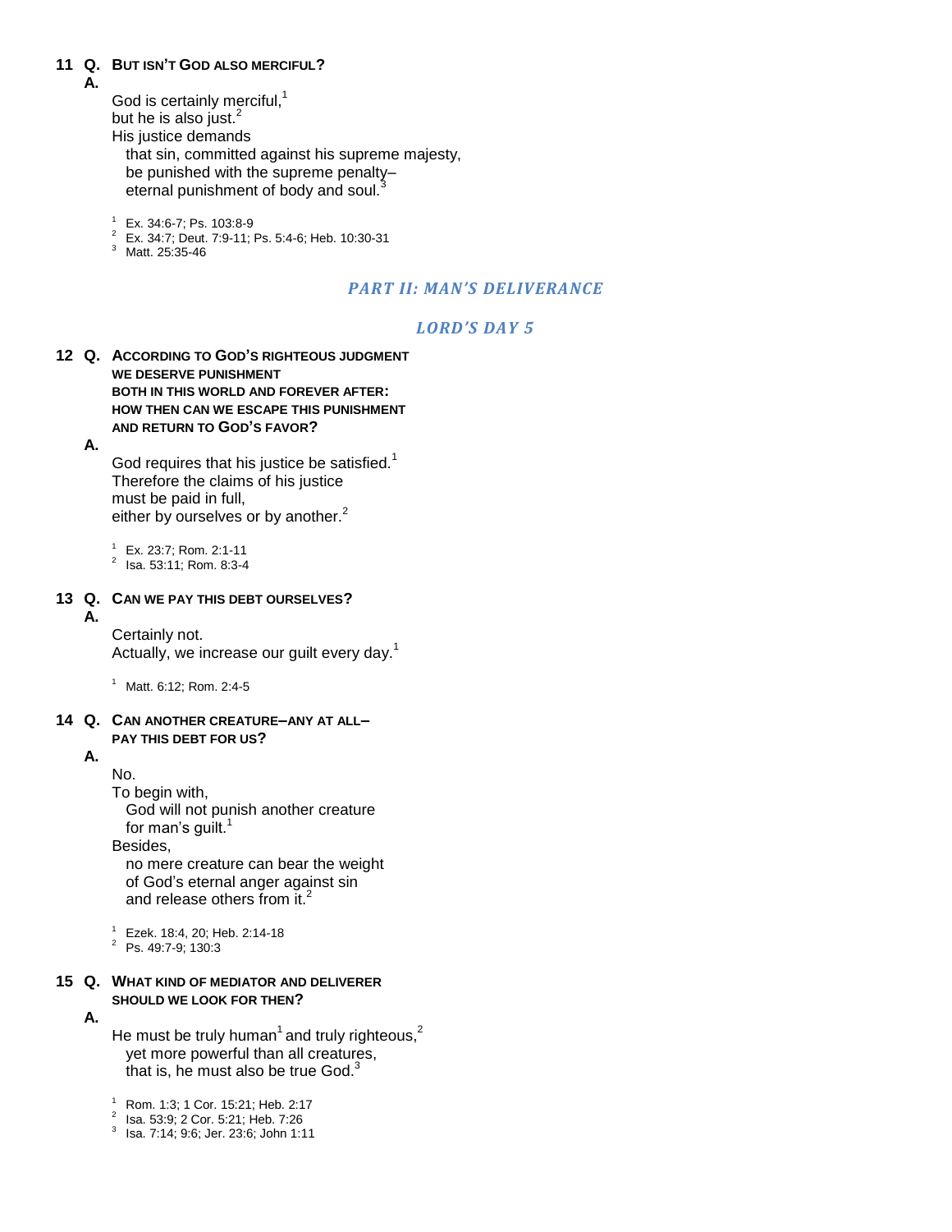**11 Q. BUT ISN'T GOD ALSO MERCIFUL?**

**A.**

God is certainly merciful,[1]
but he is also just.[2]
His justice demands
that sin, committed against his supreme majesty,
be punished with the supreme penalty–
eternal punishment of body and soul.[3]

[1] Ex. 34:6-7; Ps. 103:8-9
[2] Ex. 34:7; Deut. 7:9-11; Ps. 5:4-6; Heb. 10:30-31
[3] Matt. 25:35-46

## *PART II: MAN'S DELIVERANCE*

### *LORD'S DAY 5*

**12 Q. ACCORDING TO GOD'S RIGHTEOUS JUDGMENT WE DESERVE PUNISHMENT BOTH IN THIS WORLD AND FOREVER AFTER: HOW THEN CAN WE ESCAPE THIS PUNISHMENT AND RETURN TO GOD'S FAVOR?**

**A.**

God requires that his justice be satisfied.[1]
Therefore the claims of his justice
must be paid in full,
either by ourselves or by another.[2]

[1] Ex. 23:7; Rom. 2:1-11
[2] Isa. 53:11; Rom. 8:3-4

**13 Q. CAN WE PAY THIS DEBT OURSELVES?**

**A.**

Certainly not.
Actually, we increase our guilt every day.[1]

[1] Matt. 6:12; Rom. 2:4-5

**14 Q. CAN ANOTHER CREATURE–ANY AT ALL– PAY THIS DEBT FOR US?**

**A.**

No.
To begin with,
God will not punish another creature
for man's guilt.[1]
Besides,
no mere creature can bear the weight
of God's eternal anger against sin
and release others from it.[2]

[1] Ezek. 18:4, 20; Heb. 2:14-18
[2] Ps. 49:7-9; 130:3

**15 Q. WHAT KIND OF MEDIATOR AND DELIVERER SHOULD WE LOOK FOR THEN?**

**A.**

He must be truly human[1] and truly righteous,[2]
yet more powerful than all creatures,
that is, he must also be true God.[3]

[1] Rom. 1:3; 1 Cor. 15:21; Heb. 2:17
[2] Isa. 53:9; 2 Cor. 5:21; Heb. 7:26
[3] Isa. 7:14; 9:6; Jer. 23:6; John 1:11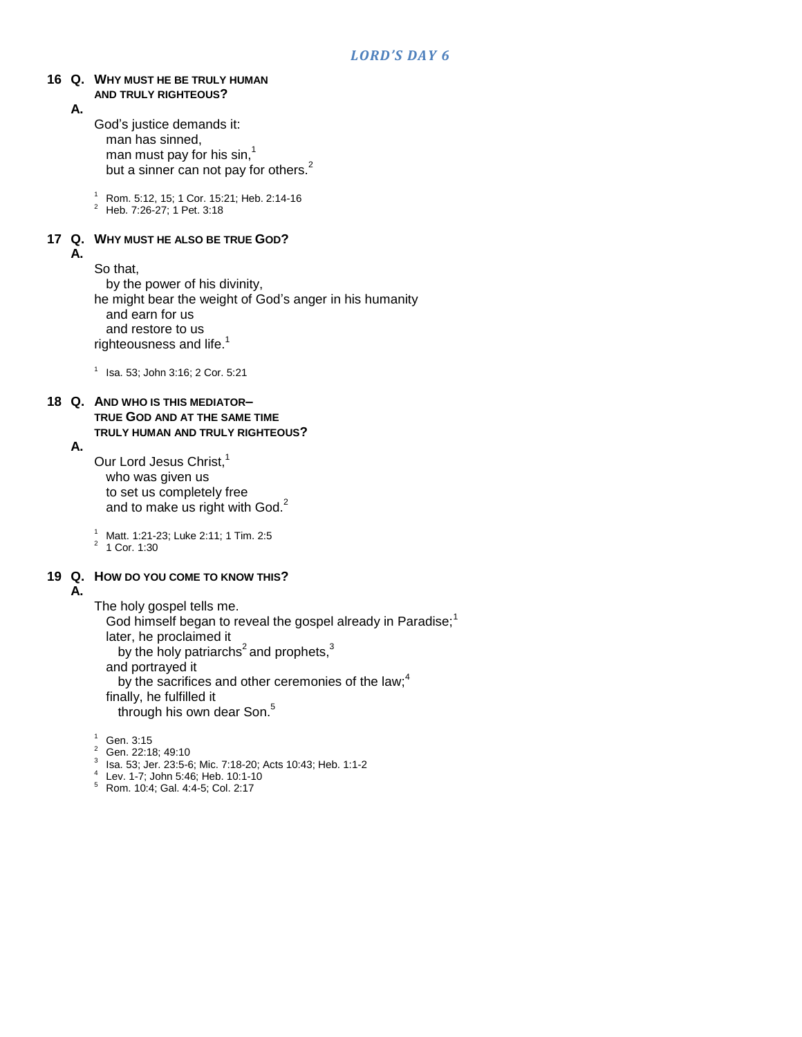## *LORD'S DAY 6*

**16 Q. WHY MUST HE BE TRULY HUMAN AND TRULY RIGHTEOUS?**

**A.**

God's justice demands it:
man has sinned,
man must pay for his sin,[1]
but a sinner can not pay for others.[2]

[1] Rom. 5:12, 15; 1 Cor. 15:21; Heb. 2:14-16
[2] Heb. 7:26-27; 1 Pet. 3:18

**17 Q. WHY MUST HE ALSO BE TRUE GOD?**

**A.**

So that,
by the power of his divinity,
he might bear the weight of God's anger in his humanity
and earn for us
and restore to us
righteousness and life.[1]

[1] Isa. 53; John 3:16; 2 Cor. 5:21

**18 Q. AND WHO IS THIS MEDIATOR– TRUE GOD AND AT THE SAME TIME TRULY HUMAN AND TRULY RIGHTEOUS?**

**A.**

Our Lord Jesus Christ,[1]
who was given us
to set us completely free
and to make us right with God.[2]

[1] Matt. 1:21-23; Luke 2:11; 1 Tim. 2:5
[2] 1 Cor. 1:30

**19 Q. HOW DO YOU COME TO KNOW THIS?**

**A.**

The holy gospel tells me.
God himself began to reveal the gospel already in Paradise;[1]
later, he proclaimed it
by the holy patriarchs[2] and prophets,[3]
and portrayed it
by the sacrifices and other ceremonies of the law;[4]
finally, he fulfilled it
through his own dear Son.[5]

[1] Gen. 3:15
[2] Gen. 22:18; 49:10
[3] Isa. 53; Jer. 23:5-6; Mic. 7:18-20; Acts 10:43; Heb. 1:1-2
[4] Lev. 1-7; John 5:46; Heb. 10:1-10
[5] Rom. 10:4; Gal. 4:4-5; Col. 2:17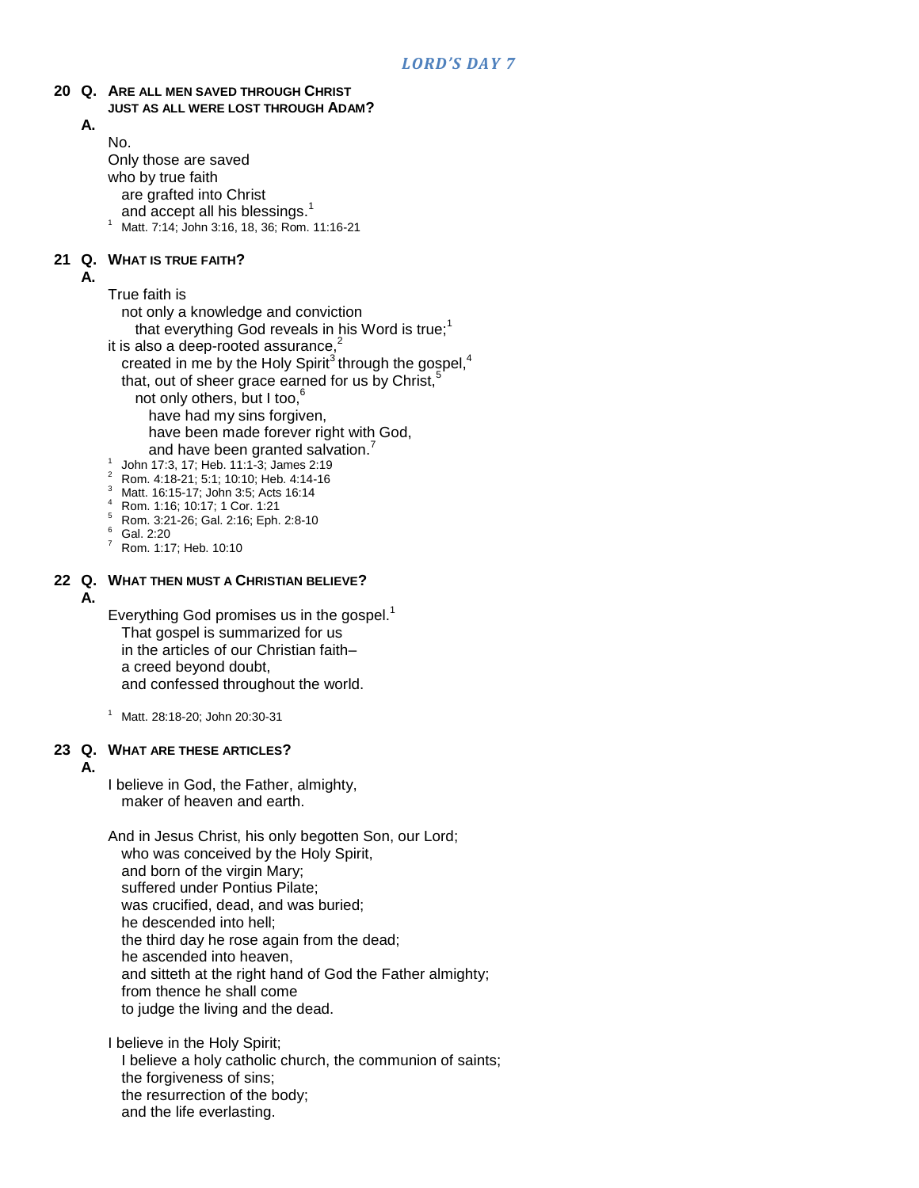## *LORD'S DAY 7*

**20 Q. ARE ALL MEN SAVED THROUGH CHRIST JUST AS ALL WERE LOST THROUGH ADAM?**

**A.**

No.
Only those are saved
who by true faith
are grafted into Christ
and accept all his blessings.[1]

[1] Matt. 7:14; John 3:16, 18, 36; Rom. 11:16-21

**21 Q. WHAT IS TRUE FAITH?**

**A.**

True faith is
not only a knowledge and conviction
that everything God reveals in his Word is true;[1]
it is also a deep-rooted assurance,[2]
created in me by the Holy Spirit[3] through the gospel,[4]
that, out of sheer grace earned for us by Christ,[5]
not only others, but I too,[6]
have had my sins forgiven,
have been made forever right with God,
and have been granted salvation.[7]

[1] John 17:3, 17; Heb. 11:1-3; James 2:19
[2] Rom. 4:18-21; 5:1; 10:10; Heb. 4:14-16
[3] Matt. 16:15-17; John 3:5; Acts 16:14
[4] Rom. 1:16; 10:17; 1 Cor. 1:21
[5] Rom. 3:21-26; Gal. 2:16; Eph. 2:8-10
[6] Gal. 2:20
[7] Rom. 1:17; Heb. 10:10

**22 Q. WHAT THEN MUST A CHRISTIAN BELIEVE?**

**A.**

Everything God promises us in the gospel.[1]
That gospel is summarized for us
in the articles of our Christian faith–
a creed beyond doubt,
and confessed throughout the world.

[1] Matt. 28:18-20; John 20:30-31

**23 Q. WHAT ARE THESE ARTICLES?**

**A.**

I believe in God, the Father, almighty,
maker of heaven and earth.

And in Jesus Christ, his only begotten Son, our Lord;
who was conceived by the Holy Spirit,
and born of the virgin Mary;
suffered under Pontius Pilate;
was crucified, dead, and was buried;
he descended into hell;
the third day he rose again from the dead;
he ascended into heaven,
and sitteth at the right hand of God the Father almighty;
from thence he shall come
to judge the living and the dead.

I believe in the Holy Spirit;
I believe a holy catholic church, the communion of saints;
the forgiveness of sins;
the resurrection of the body;
and the life everlasting.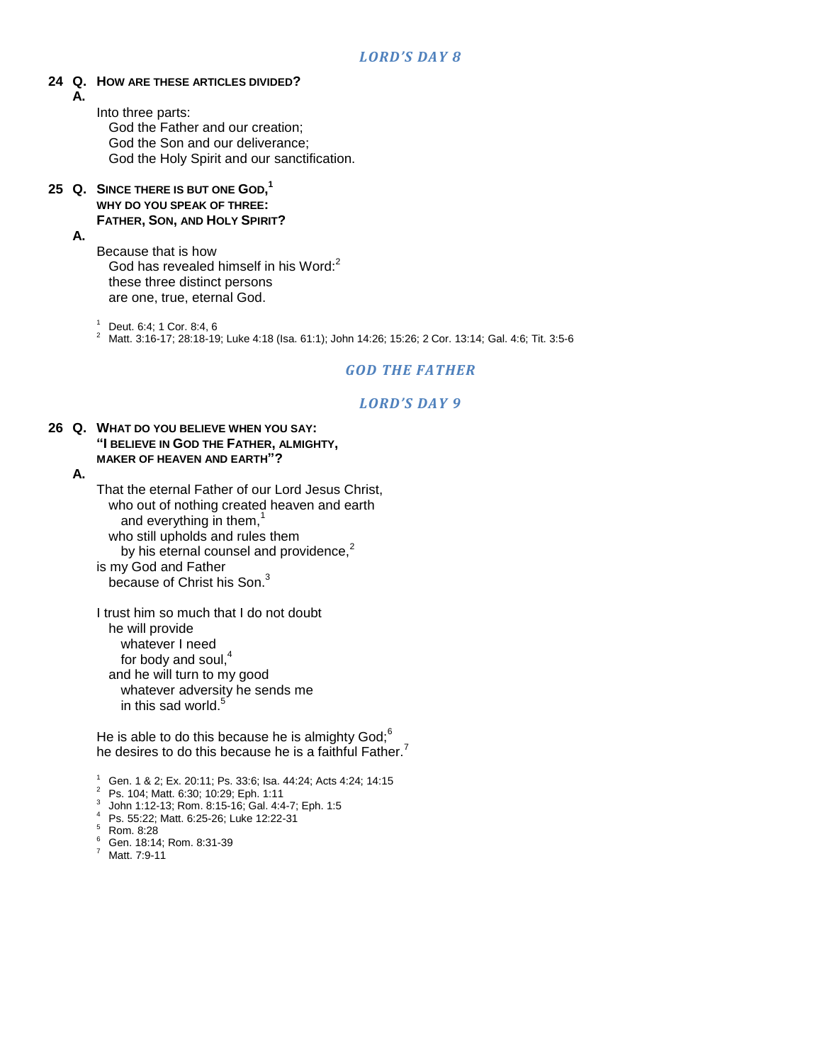## *LORD'S DAY 8*

**24 Q. How are these articles divided?**

**A.**

Into three parts:
God the Father and our creation;
God the Son and our deliverance;
God the Holy Spirit and our sanctification.

**25 Q. Since there is but one God,[1] why do you speak of three: Father, Son, and Holy Spirit?**

**A.**

Because that is how
God has revealed himself in his Word:[2]
these three distinct persons
are one, true, eternal God.

[1] Deut. 6:4; 1 Cor. 8:4, 6
[2] Matt. 3:16-17; 28:18-19; Luke 4:18 (Isa. 61:1); John 14:26; 15:26; 2 Cor. 13:14; Gal. 4:6; Tit. 3:5-6

## *GOD THE FATHER*

## *LORD'S DAY 9*

**26 Q. What do you believe when you say: "I believe in God the Father, almighty, maker of heaven and earth"?**

**A.**

That the eternal Father of our Lord Jesus Christ,
who out of nothing created heaven and earth
and everything in them,[1]
who still upholds and rules them
by his eternal counsel and providence,[2]
is my God and Father
because of Christ his Son.[3]

I trust him so much that I do not doubt
he will provide
whatever I need
for body and soul,[4]
and he will turn to my good
whatever adversity he sends me
in this sad world.[5]

He is able to do this because he is almighty God;[6]
he desires to do this because he is a faithful Father.[7]

[1] Gen. 1 & 2; Ex. 20:11; Ps. 33:6; Isa. 44:24; Acts 4:24; 14:15
[2] Ps. 104; Matt. 6:30; 10:29; Eph. 1:11
[3] John 1:12-13; Rom. 8:15-16; Gal. 4:4-7; Eph. 1:5
[4] Ps. 55:22; Matt. 6:25-26; Luke 12:22-31
[5] Rom. 8:28
[6] Gen. 18:14; Rom. 8:31-39
[7] Matt. 7:9-11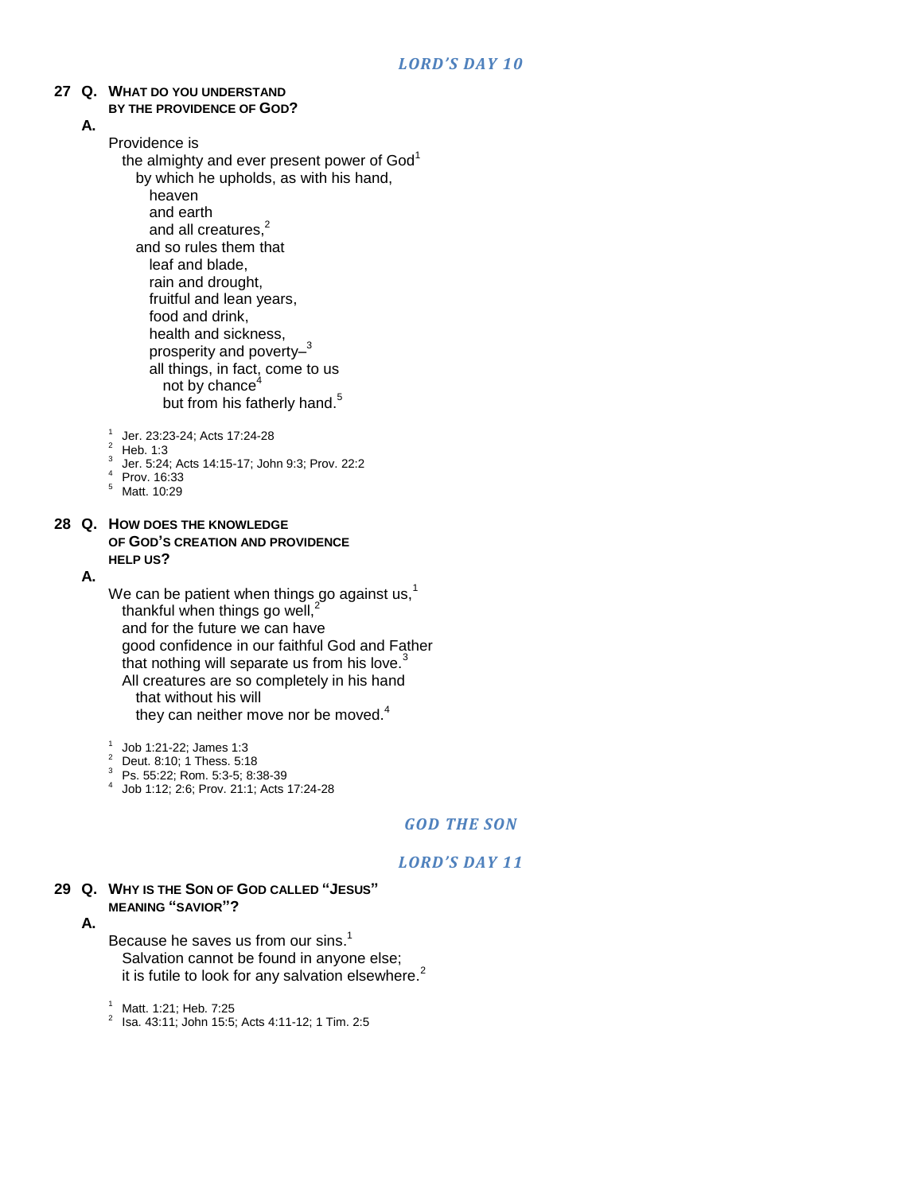### *LORD'S DAY 10*

**27 Q. WHAT DO YOU UNDERSTAND BY THE PROVIDENCE OF GOD?**

**A.**

Providence is
 the almighty and ever present power of God[1]
  by which he upholds, as with his hand,
   heaven
   and earth
   and all creatures,[2]
  and so rules them that
   leaf and blade,
   rain and drought,
   fruitful and lean years,
   food and drink,
   health and sickness,
   prosperity and poverty–[3]
   all things, in fact, come to us
    not by chance[4]
    but from his fatherly hand.[5]

[1] Jer. 23:23-24; Acts 17:24-28
[2] Heb. 1:3
[3] Jer. 5:24; Acts 14:15-17; John 9:3; Prov. 22:2
[4] Prov. 16:33
[5] Matt. 10:29

**28 Q. HOW DOES THE KNOWLEDGE OF GOD'S CREATION AND PROVIDENCE HELP US?**

**A.**

We can be patient when things go against us,[1]
 thankful when things go well,[2]
 and for the future we can have
 good confidence in our faithful God and Father
 that nothing will separate us from his love.[3]
 All creatures are so completely in his hand
  that without his will
  they can neither move nor be moved.[4]

[1] Job 1:21-22; James 1:3
[2] Deut. 8:10; 1 Thess. 5:18
[3] Ps. 55:22; Rom. 5:3-5; 8:38-39
[4] Job 1:12; 2:6; Prov. 21:1; Acts 17:24-28

## *GOD THE SON*

### *LORD'S DAY 11*

**29 Q. WHY IS THE SON OF GOD CALLED "JESUS" MEANING "SAVIOR"?**

**A.**

Because he saves us from our sins.[1]
 Salvation cannot be found in anyone else;
 it is futile to look for any salvation elsewhere.[2]

[1] Matt. 1:21; Heb. 7:25
[2] Isa. 43:11; John 15:5; Acts 4:11-12; 1 Tim. 2:5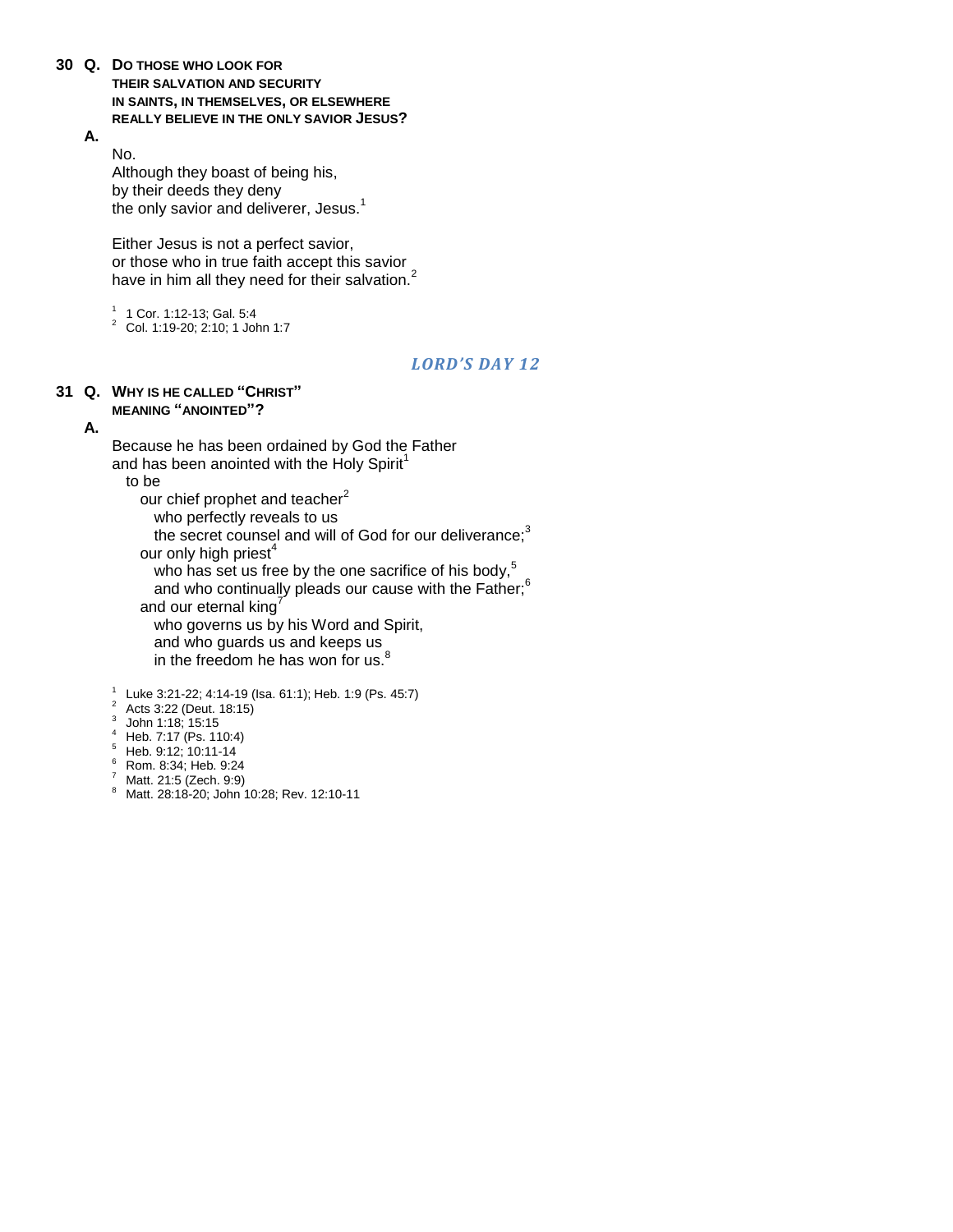**30 Q. DO THOSE WHO LOOK FOR THEIR SALVATION AND SECURITY IN SAINTS, IN THEMSELVES, OR ELSEWHERE REALLY BELIEVE IN THE ONLY SAVIOR JESUS?**

**A.**

No.
Although they boast of being his,
by their deeds they deny
the only savior and deliverer, Jesus.[1]

Either Jesus is not a perfect savior,
or those who in true faith accept this savior
have in him all they need for their salvation.[2]

[1] 1 Cor. 1:12-13; Gal. 5:4
[2] Col. 1:19-20; 2:10; 1 John 1:7

## *LORD'S DAY 12*

**31 Q. WHY IS HE CALLED "CHRIST" MEANING "ANOINTED"?**

**A.**

Because he has been ordained by God the Father
and has been anointed with the Holy Spirit[1]
to be
our chief prophet and teacher[2]
who perfectly reveals to us
the secret counsel and will of God for our deliverance;[3]
our only high priest[4]
who has set us free by the one sacrifice of his body,[5]
and who continually pleads our cause with the Father;[6]
and our eternal king[7]
who governs us by his Word and Spirit,
and who guards us and keeps us
in the freedom he has won for us.[8]

[1] Luke 3:21-22; 4:14-19 (Isa. 61:1); Heb. 1:9 (Ps. 45:7)
[2] Acts 3:22 (Deut. 18:15)
[3] John 1:18; 15:15
[4] Heb. 7:17 (Ps. 110:4)
[5] Heb. 9:12; 10:11-14
[6] Rom. 8:34; Heb. 9:24
[7] Matt. 21:5 (Zech. 9:9)
[8] Matt. 28:18-20; John 10:28; Rev. 12:10-11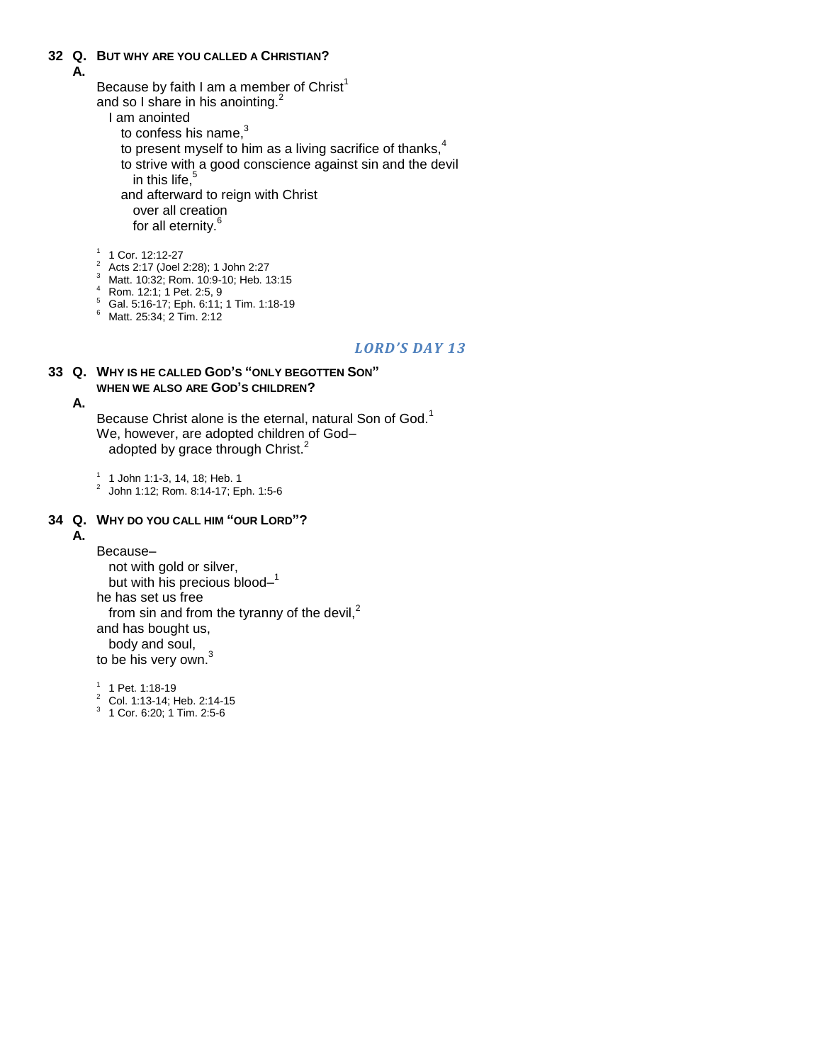**32 Q. But why are you called a Christian?**

**A.**

Because by faith I am a member of Christ[1]
and so I share in his anointing.[2]
I am anointed
to confess his name,[3]
to present myself to him as a living sacrifice of thanks,[4]
to strive with a good conscience against sin and the devil
in this life,[5]
and afterward to reign with Christ
over all creation
for all eternity.[6]

[1] 1 Cor. 12:12-27
[2] Acts 2:17 (Joel 2:28); 1 John 2:27
[3] Matt. 10:32; Rom. 10:9-10; Heb. 13:15
[4] Rom. 12:1; 1 Pet. 2:5, 9
[5] Gal. 5:16-17; Eph. 6:11; 1 Tim. 1:18-19
[6] Matt. 25:34; 2 Tim. 2:12

## *LORD'S DAY 13*

**33 Q. Why is he called God's "only begotten Son" when we also are God's children?**

**A.**

Because Christ alone is the eternal, natural Son of God.[1]
We, however, are adopted children of God–
adopted by grace through Christ.[2]

[1] 1 John 1:1-3, 14, 18; Heb. 1
[2] John 1:12; Rom. 8:14-17; Eph. 1:5-6

**34 Q. Why do you call him "our Lord"?**

**A.**

Because–
not with gold or silver,
but with his precious blood–[1]
he has set us free
from sin and from the tyranny of the devil,[2]
and has bought us,
body and soul,
to be his very own.[3]

[1] 1 Pet. 1:18-19
[2] Col. 1:13-14; Heb. 2:14-15
[3] 1 Cor. 6:20; 1 Tim. 2:5-6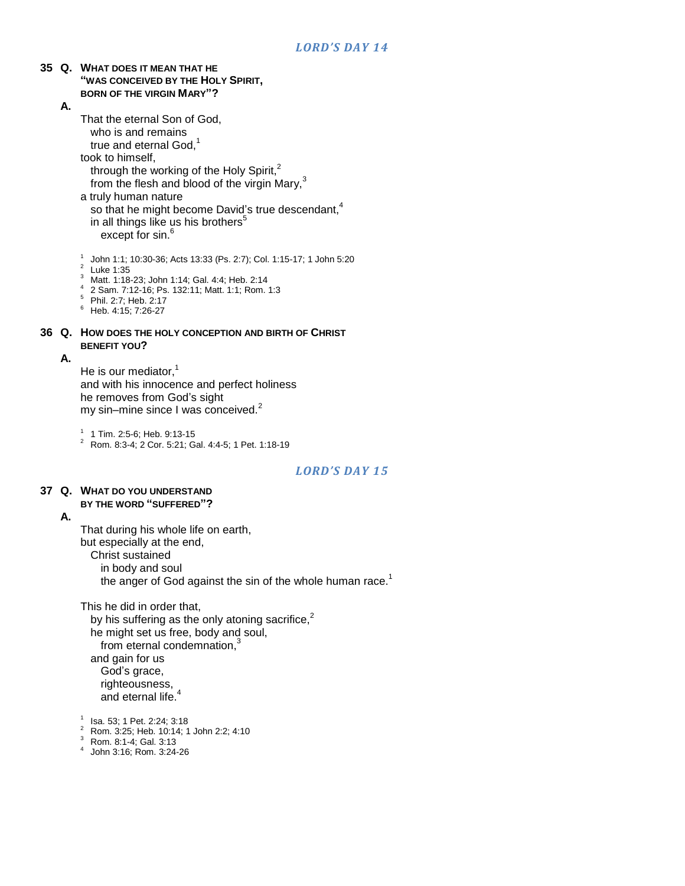## LORD'S DAY 14

**35 Q. WHAT DOES IT MEAN THAT HE "WAS CONCEIVED BY THE HOLY SPIRIT, BORN OF THE VIRGIN MARY"?**

**A.**

That the eternal Son of God,
who is and remains
true and eternal God,[1]
took to himself,
through the working of the Holy Spirit,[2]
from the flesh and blood of the virgin Mary,[3]
a truly human nature
so that he might become David's true descendant,[4]
in all things like us his brothers[5]
except for sin.[6]

[1] John 1:1; 10:30-36; Acts 13:33 (Ps. 2:7); Col. 1:15-17; 1 John 5:20
[2] Luke 1:35
[3] Matt. 1:18-23; John 1:14; Gal. 4:4; Heb. 2:14
[4] 2 Sam. 7:12-16; Ps. 132:11; Matt. 1:1; Rom. 1:3
[5] Phil. 2:7; Heb. 2:17
[6] Heb. 4:15; 7:26-27

**36 Q. HOW DOES THE HOLY CONCEPTION AND BIRTH OF CHRIST BENEFIT YOU?**

**A.**

He is our mediator,[1]
and with his innocence and perfect holiness
he removes from God's sight
my sin–mine since I was conceived.[2]

[1] 1 Tim. 2:5-6; Heb. 9:13-15
[2] Rom. 8:3-4; 2 Cor. 5:21; Gal. 4:4-5; 1 Pet. 1:18-19

## LORD'S DAY 15

**37 Q. WHAT DO YOU UNDERSTAND BY THE WORD "SUFFERED"?**

**A.**

That during his whole life on earth,
but especially at the end,
Christ sustained
in body and soul
the anger of God against the sin of the whole human race.[1]

This he did in order that,
by his suffering as the only atoning sacrifice,[2]
he might set us free, body and soul,
from eternal condemnation,[3]
and gain for us
God's grace,
righteousness,
and eternal life.[4]

[1] Isa. 53; 1 Pet. 2:24; 3:18
[2] Rom. 3:25; Heb. 10:14; 1 John 2:2; 4:10
[3] Rom. 8:1-4; Gal. 3:13
[4] John 3:16; Rom. 3:24-26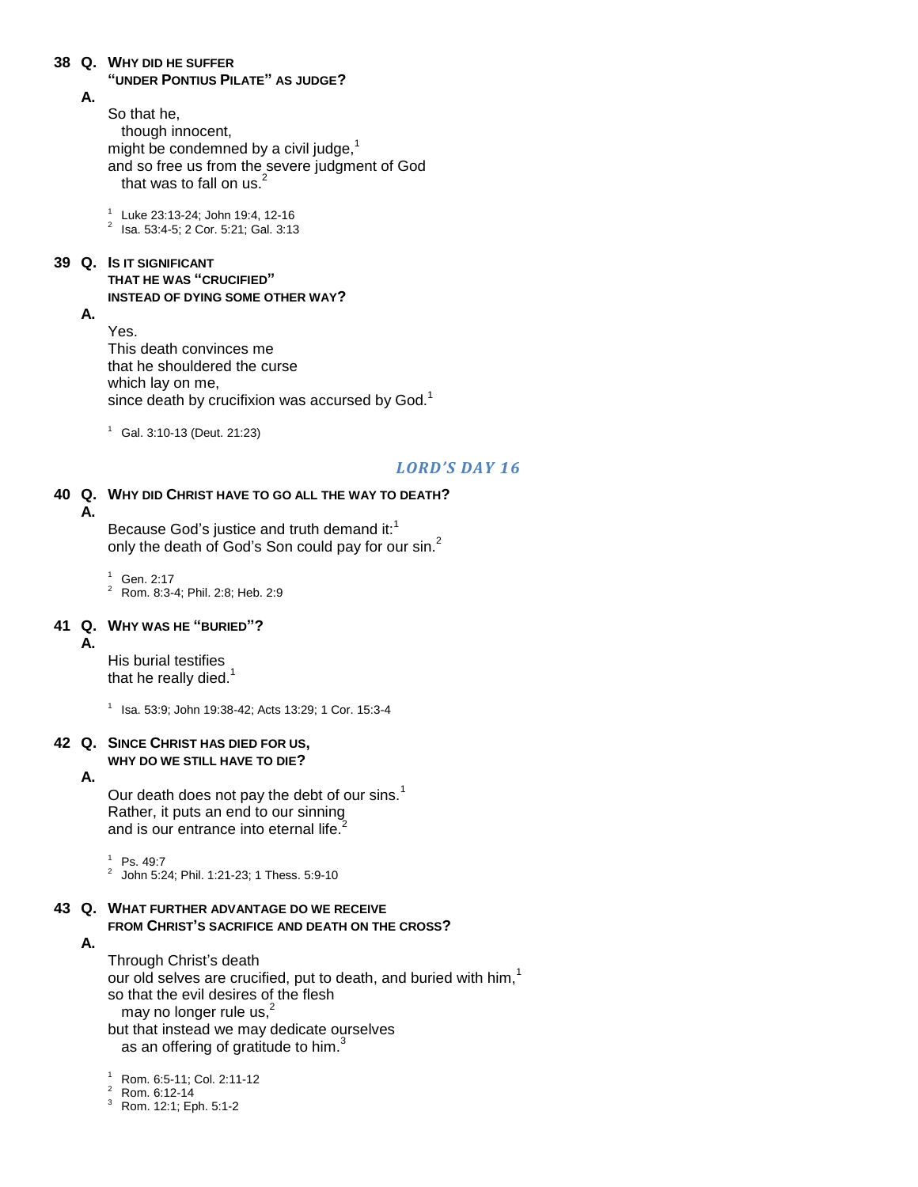**38 Q. WHY DID HE SUFFER "UNDER PONTIUS PILATE" AS JUDGE?**

**A.**

So that he,
though innocent,
might be condemned by a civil judge,[1]
and so free us from the severe judgment of God
that was to fall on us.[2]

[1] Luke 23:13-24; John 19:4, 12-16
[2] Isa. 53:4-5; 2 Cor. 5:21; Gal. 3:13

**39 Q. IS IT SIGNIFICANT THAT HE WAS "CRUCIFIED" INSTEAD OF DYING SOME OTHER WAY?**

**A.**

Yes.
This death convinces me
that he shouldered the curse
which lay on me,
since death by crucifixion was accursed by God.[1]

[1] Gal. 3:10-13 (Deut. 21:23)

## *LORD'S DAY 16*

**40 Q. WHY DID CHRIST HAVE TO GO ALL THE WAY TO DEATH?**

**A.**

Because God's justice and truth demand it:[1]
only the death of God's Son could pay for our sin.[2]

[1] Gen. 2:17
[2] Rom. 8:3-4; Phil. 2:8; Heb. 2:9

**41 Q. WHY WAS HE "BURIED"?**

**A.**

His burial testifies
that he really died.[1]

[1] Isa. 53:9; John 19:38-42; Acts 13:29; 1 Cor. 15:3-4

**42 Q. SINCE CHRIST HAS DIED FOR US, WHY DO WE STILL HAVE TO DIE?**

**A.**

Our death does not pay the debt of our sins.[1]
Rather, it puts an end to our sinning
and is our entrance into eternal life.[2]

[1] Ps. 49:7
[2] John 5:24; Phil. 1:21-23; 1 Thess. 5:9-10

**43 Q. WHAT FURTHER ADVANTAGE DO WE RECEIVE FROM CHRIST'S SACRIFICE AND DEATH ON THE CROSS?**

**A.**

Through Christ's death
our old selves are crucified, put to death, and buried with him,[1]
so that the evil desires of the flesh
may no longer rule us,[2]
but that instead we may dedicate ourselves
as an offering of gratitude to him.[3]

[1] Rom. 6:5-11; Col. 2:11-12
[2] Rom. 6:12-14
[3] Rom. 12:1; Eph. 5:1-2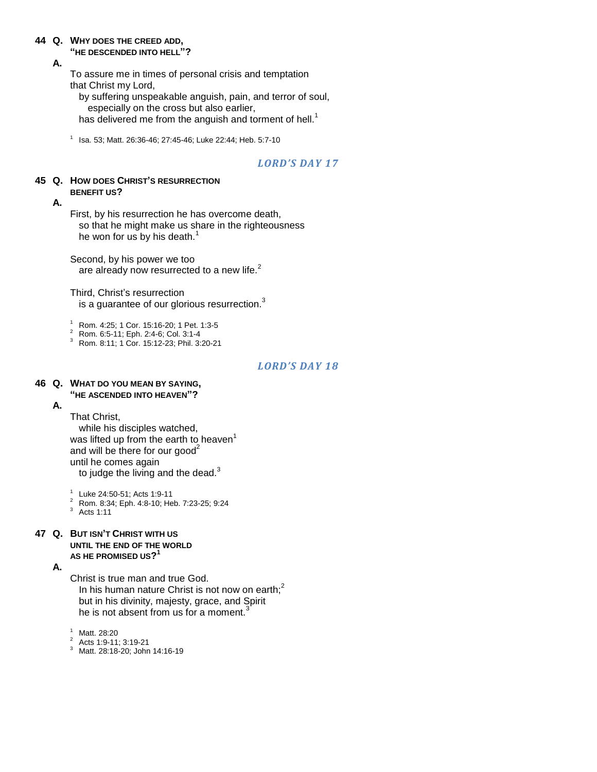**44 Q. WHY DOES THE CREED ADD, "HE DESCENDED INTO HELL"?**

**A.**

To assure me in times of personal crisis and temptation
that Christ my Lord,
by suffering unspeakable anguish, pain, and terror of soul,
especially on the cross but also earlier,
has delivered me from the anguish and torment of hell.[1]

[1] Isa. 53; Matt. 26:36-46; 27:45-46; Luke 22:44; Heb. 5:7-10

## *LORD'S DAY 17*

**45 Q. HOW DOES CHRIST'S RESURRECTION BENEFIT US?**

**A.**

First, by his resurrection he has overcome death,
so that he might make us share in the righteousness
he won for us by his death.[1]

Second, by his power we too
are already now resurrected to a new life.[2]

Third, Christ's resurrection
is a guarantee of our glorious resurrection.[3]

[1] Rom. 4:25; 1 Cor. 15:16-20; 1 Pet. 1:3-5
[2] Rom. 6:5-11; Eph. 2:4-6; Col. 3:1-4
[3] Rom. 8:11; 1 Cor. 15:12-23; Phil. 3:20-21

## *LORD'S DAY 18*

**46 Q. WHAT DO YOU MEAN BY SAYING, "HE ASCENDED INTO HEAVEN"?**

**A.**

That Christ,
while his disciples watched,
was lifted up from the earth to heaven[1]
and will be there for our good[2]
until he comes again
to judge the living and the dead.[3]

[1] Luke 24:50-51; Acts 1:9-11
[2] Rom. 8:34; Eph. 4:8-10; Heb. 7:23-25; 9:24
[3] Acts 1:11

**47 Q. BUT ISN'T CHRIST WITH US UNTIL THE END OF THE WORLD AS HE PROMISED US?[1]**

**A.**

Christ is true man and true God.
In his human nature Christ is not now on earth;[2]
but in his divinity, majesty, grace, and Spirit
he is not absent from us for a moment.[3]

[1] Matt. 28:20
[2] Acts 1:9-11; 3:19-21
[3] Matt. 28:18-20; John 14:16-19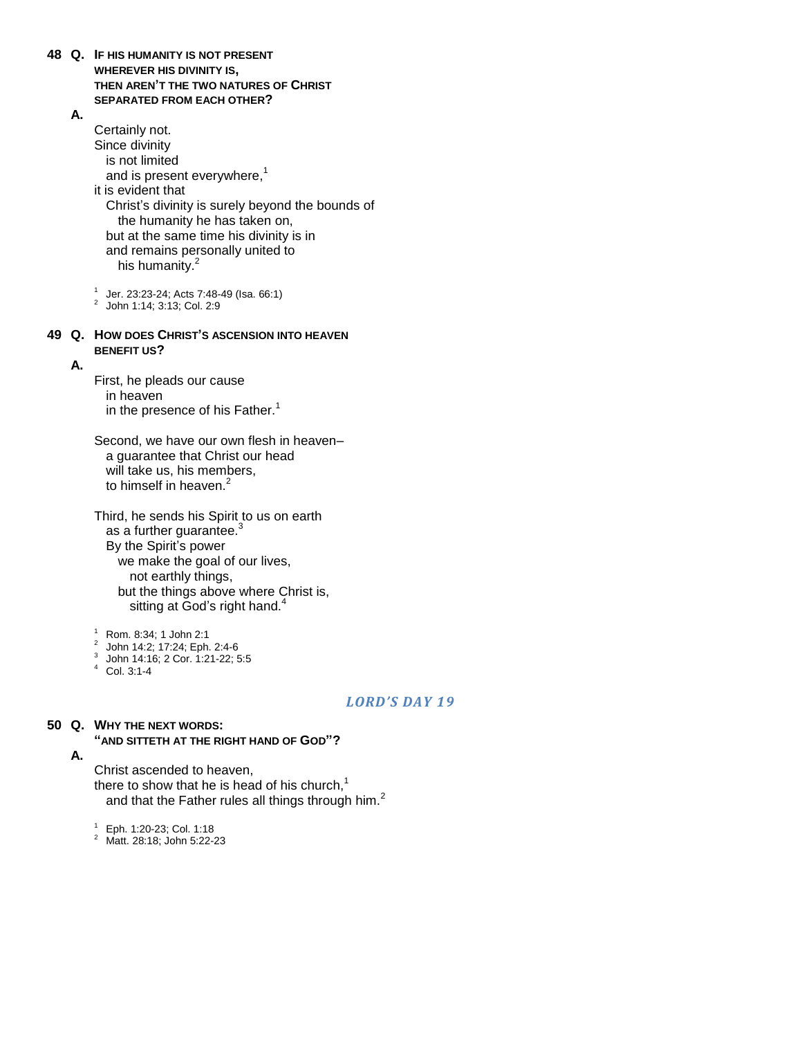**48 Q. IF HIS HUMANITY IS NOT PRESENT WHEREVER HIS DIVINITY IS, THEN AREN'T THE TWO NATURES OF CHRIST SEPARATED FROM EACH OTHER?**

**A.**

Certainly not.
Since divinity
is not limited
and is present everywhere,[1]
it is evident that
Christ's divinity is surely beyond the bounds of
the humanity he has taken on,
but at the same time his divinity is in
and remains personally united to
his humanity.[2]

[1] Jer. 23:23-24; Acts 7:48-49 (Isa. 66:1)
[2] John 1:14; 3:13; Col. 2:9

**49 Q. HOW DOES CHRIST'S ASCENSION INTO HEAVEN BENEFIT US?**

**A.**

First, he pleads our cause
in heaven
in the presence of his Father.[1]

Second, we have our own flesh in heaven–
a guarantee that Christ our head
will take us, his members,
to himself in heaven.[2]

Third, he sends his Spirit to us on earth
as a further guarantee.[3]
By the Spirit's power
we make the goal of our lives,
not earthly things,
but the things above where Christ is,
sitting at God's right hand.[4]

[1] Rom. 8:34; 1 John 2:1
[2] John 14:2; 17:24; Eph. 2:4-6
[3] John 14:16; 2 Cor. 1:21-22; 5:5
[4] Col. 3:1-4

## *LORD'S DAY 19*

**50 Q. WHY THE NEXT WORDS: "AND SITTETH AT THE RIGHT HAND OF GOD"?**

**A.**

Christ ascended to heaven,
there to show that he is head of his church,[1]
and that the Father rules all things through him.[2]

[1] Eph. 1:20-23; Col. 1:18
[2] Matt. 28:18; John 5:22-23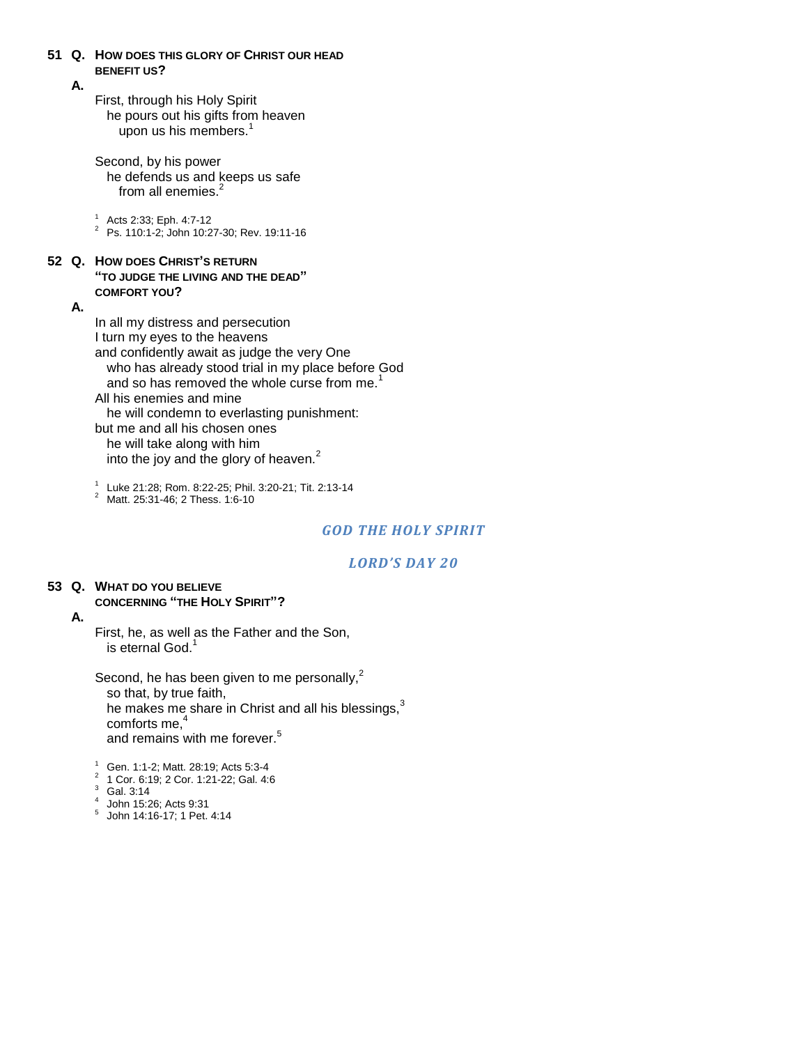**51 Q. How does this glory of Christ our head benefit us?**

**A.**

First, through his Holy Spirit
he pours out his gifts from heaven
upon us his members.[1]

Second, by his power
he defends us and keeps us safe
from all enemies.[2]

[1] Acts 2:33; Eph. 4:7-12
[2] Ps. 110:1-2; John 10:27-30; Rev. 19:11-16

**52 Q. How does Christ's return "to judge the living and the dead" comfort you?**

**A.**

In all my distress and persecution
I turn my eyes to the heavens
and confidently await as judge the very One
who has already stood trial in my place before God
and so has removed the whole curse from me.[1]
All his enemies and mine
he will condemn to everlasting punishment:
but me and all his chosen ones
he will take along with him
into the joy and the glory of heaven.[2]

[1] Luke 21:28; Rom. 8:22-25; Phil. 3:20-21; Tit. 2:13-14
[2] Matt. 25:31-46; 2 Thess. 1:6-10

## *GOD THE HOLY SPIRIT*

### *LORD'S DAY 20*

**53 Q. What do you believe concerning "the Holy Spirit"?**

**A.**

First, he, as well as the Father and the Son,
is eternal God.[1]

Second, he has been given to me personally,[2]
so that, by true faith,
he makes me share in Christ and all his blessings,[3]
comforts me,[4]
and remains with me forever.[5]

[1] Gen. 1:1-2; Matt. 28:19; Acts 5:3-4
[2] 1 Cor. 6:19; 2 Cor. 1:21-22; Gal. 4:6
[3] Gal. 3:14
[4] John 15:26; Acts 9:31
[5] John 14:16-17; 1 Pet. 4:14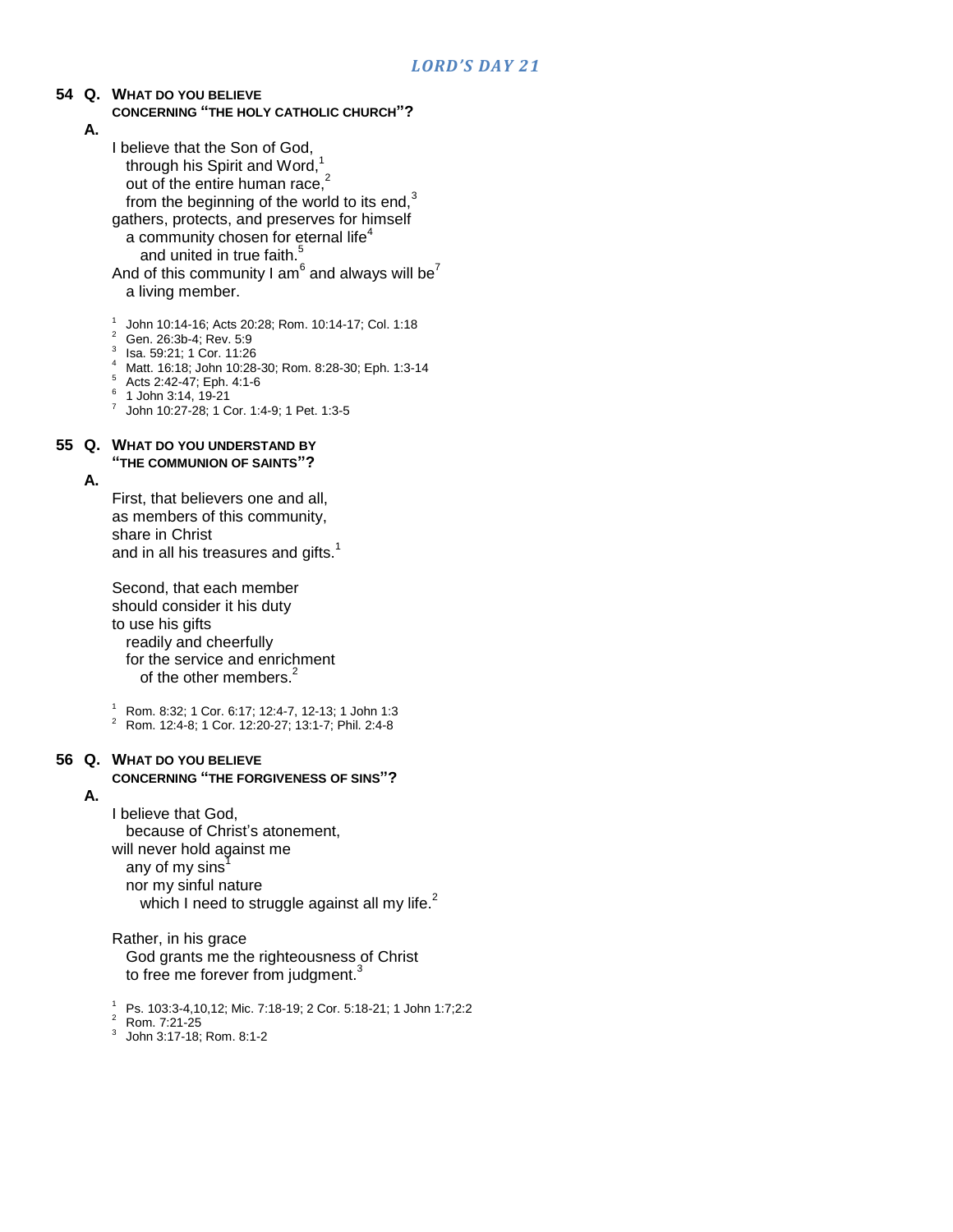## *LORD'S DAY 21*

**54 Q. WHAT DO YOU BELIEVE CONCERNING "THE HOLY CATHOLIC CHURCH"?**

**A.**

I believe that the Son of God,
through his Spirit and Word,[1]
out of the entire human race,[2]
from the beginning of the world to its end,[3]
gathers, protects, and preserves for himself
a community chosen for eternal life[4]
and united in true faith.[5]
And of this community I am[6] and always will be[7]
a living member.

[1] John 10:14-16; Acts 20:28; Rom. 10:14-17; Col. 1:18
[2] Gen. 26:3b-4; Rev. 5:9
[3] Isa. 59:21; 1 Cor. 11:26
[4] Matt. 16:18; John 10:28-30; Rom. 8:28-30; Eph. 1:3-14
[5] Acts 2:42-47; Eph. 4:1-6
[6] 1 John 3:14, 19-21
[7] John 10:27-28; 1 Cor. 1:4-9; 1 Pet. 1:3-5

**55 Q. WHAT DO YOU UNDERSTAND BY "THE COMMUNION OF SAINTS"?**

**A.**

First, that believers one and all,
as members of this community,
share in Christ
and in all his treasures and gifts.[1]

Second, that each member
should consider it his duty
to use his gifts
readily and cheerfully
for the service and enrichment
of the other members.[2]

[1] Rom. 8:32; 1 Cor. 6:17; 12:4-7, 12-13; 1 John 1:3
[2] Rom. 12:4-8; 1 Cor. 12:20-27; 13:1-7; Phil. 2:4-8

**56 Q. WHAT DO YOU BELIEVE CONCERNING "THE FORGIVENESS OF SINS"?**

**A.**

I believe that God,
because of Christ's atonement,
will never hold against me
any of my sins[1]
nor my sinful nature
which I need to struggle against all my life.[2]

Rather, in his grace
God grants me the righteousness of Christ
to free me forever from judgment.[3]

[1] Ps. 103:3-4,10,12; Mic. 7:18-19; 2 Cor. 5:18-21; 1 John 1:7;2:2
[2] Rom. 7:21-25
[3] John 3:17-18; Rom. 8:1-2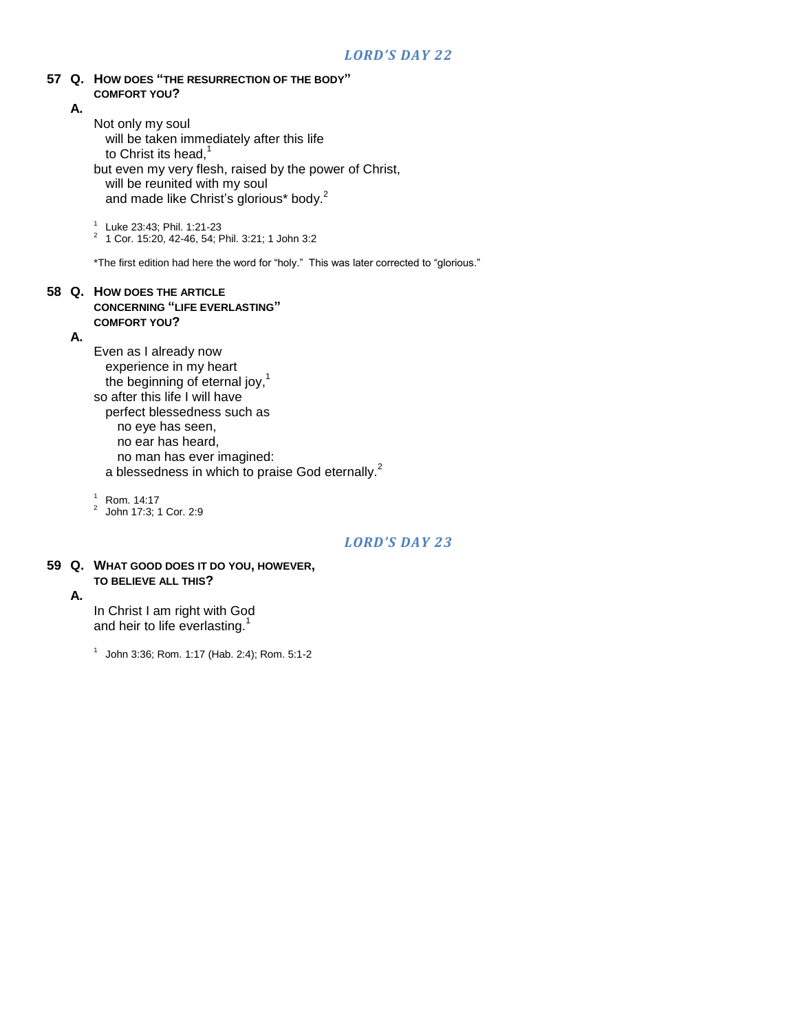## *LORD'S DAY 22*

**57 Q. HOW DOES "THE RESURRECTION OF THE BODY" COMFORT YOU?**

**A.**

Not only my soul
  will be taken immediately after this life
  to Christ its head,[1]
but even my very flesh, raised by the power of Christ,
  will be reunited with my soul
  and made like Christ's glorious* body.[2]

[1] Luke 23:43; Phil. 1:21-23
[2] 1 Cor. 15:20, 42-46, 54; Phil. 3:21; 1 John 3:2

*The first edition had here the word for "holy." This was later corrected to "glorious."

**58 Q. HOW DOES THE ARTICLE CONCERNING "LIFE EVERLASTING" COMFORT YOU?**

**A.**

Even as I already now
  experience in my heart
  the beginning of eternal joy,[1]
so after this life I will have
  perfect blessedness such as
    no eye has seen,
    no ear has heard,
    no man has ever imagined:
  a blessedness in which to praise God eternally.[2]

[1] Rom. 14:17
[2] John 17:3; 1 Cor. 2:9

## *LORD'S DAY 23*

**59 Q. WHAT GOOD DOES IT DO YOU, HOWEVER, TO BELIEVE ALL THIS?**

**A.**

In Christ I am right with God
and heir to life everlasting.[1]

[1] John 3:36; Rom. 1:17 (Hab. 2:4); Rom. 5:1-2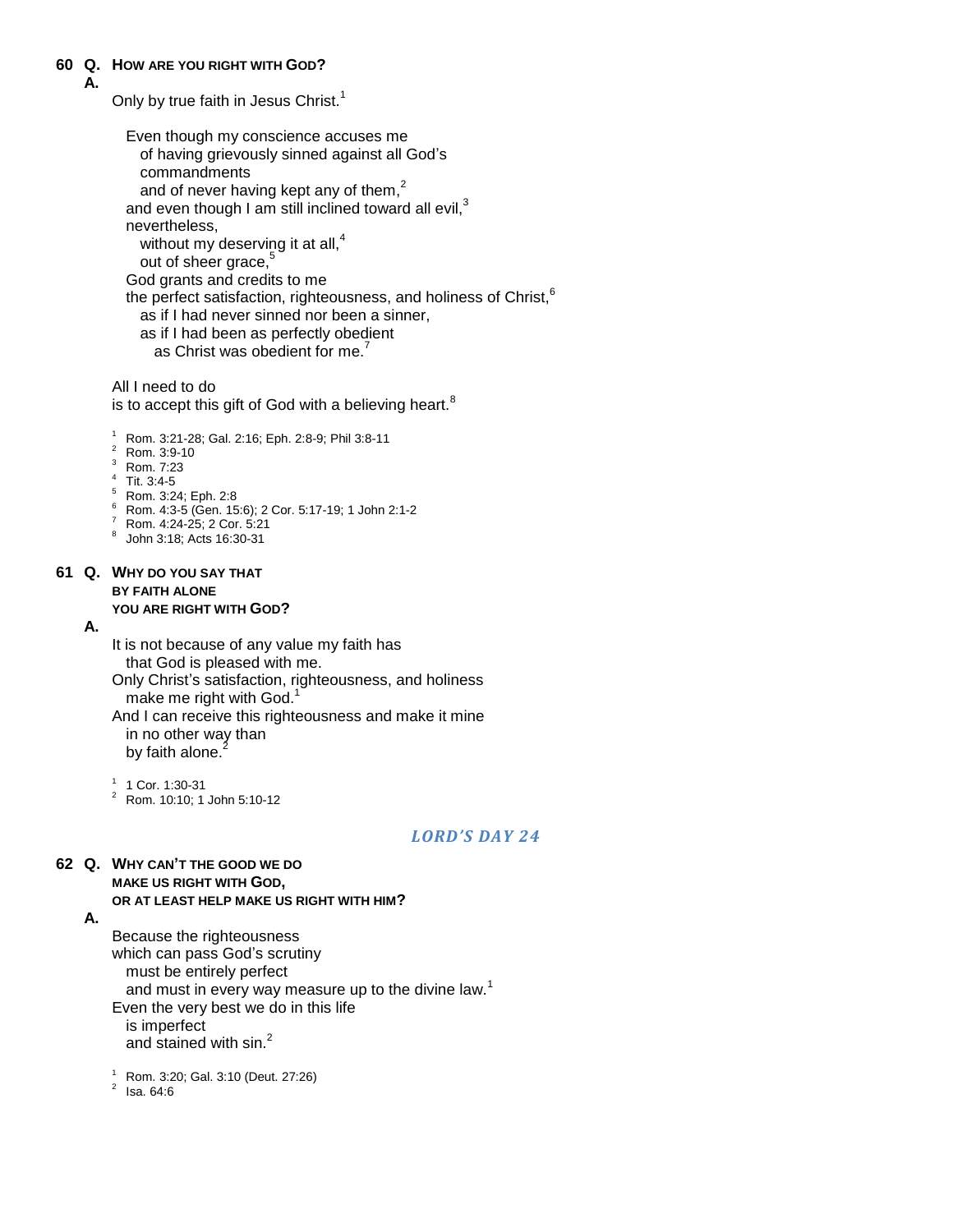**60 Q. HOW ARE YOU RIGHT WITH GOD?**

**A.**

Only by true faith in Jesus Christ.[1]

Even though my conscience accuses me
of having grievously sinned against all God's commandments
and of never having kept any of them,[2]
and even though I am still inclined toward all evil,[3]
nevertheless,
without my deserving it at all,[4]
out of sheer grace,[5]
God grants and credits to me
the perfect satisfaction, righteousness, and holiness of Christ,[6]
as if I had never sinned nor been a sinner,
as if I had been as perfectly obedient
as Christ was obedient for me.[7]

All I need to do
is to accept this gift of God with a believing heart.[8]

[1] Rom. 3:21-28; Gal. 2:16; Eph. 2:8-9; Phil 3:8-11
[2] Rom. 3:9-10
[3] Rom. 7:23
[4] Tit. 3:4-5
[5] Rom. 3:24; Eph. 2:8
[6] Rom. 4:3-5 (Gen. 15:6); 2 Cor. 5:17-19; 1 John 2:1-2
[7] Rom. 4:24-25; 2 Cor. 5:21
[8] John 3:18; Acts 16:30-31

**61 Q. WHY DO YOU SAY THAT BY FAITH ALONE YOU ARE RIGHT WITH GOD?**

**A.**

It is not because of any value my faith has
that God is pleased with me.
Only Christ's satisfaction, righteousness, and holiness
make me right with God.[1]
And I can receive this righteousness and make it mine
in no other way than
by faith alone.[2]

[1] 1 Cor. 1:30-31
[2] Rom. 10:10; 1 John 5:10-12

## *LORD'S DAY 24*

**62 Q. WHY CAN'T THE GOOD WE DO MAKE US RIGHT WITH GOD, OR AT LEAST HELP MAKE US RIGHT WITH HIM?**

**A.**

Because the righteousness
which can pass God's scrutiny
must be entirely perfect
and must in every way measure up to the divine law.[1]
Even the very best we do in this life
is imperfect
and stained with sin.[2]

[1] Rom. 3:20; Gal. 3:10 (Deut. 27:26)
[2] Isa. 64:6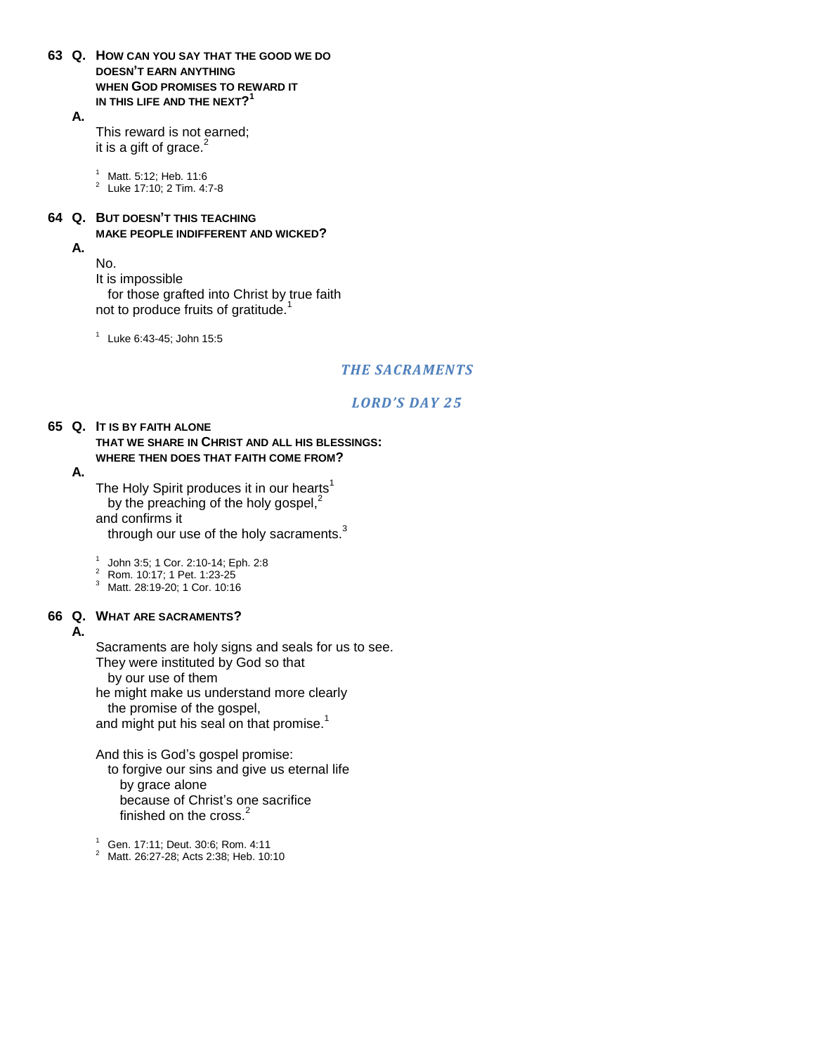**63 Q. How can you say that the good we do doesn't earn anything when God promises to reward it in this life and the next?[1]**

**A.**

This reward is not earned;
it is a gift of grace.[2]

[1] Matt. 5:12; Heb. 11:6
[2] Luke 17:10; 2 Tim. 4:7-8

**64 Q. But doesn't this teaching make people indifferent and wicked?**

**A.**

No.
It is impossible
  for those grafted into Christ by true faith
not to produce fruits of gratitude.[1]

[1] Luke 6:43-45; John 15:5

## *THE SACRAMENTS*

### *LORD'S DAY 25*

**65 Q. It is by faith alone that we share in Christ and all his blessings: where then does that faith come from?**

**A.**

The Holy Spirit produces it in our hearts[1]
  by the preaching of the holy gospel,[2]
and confirms it
  through our use of the holy sacraments.[3]

[1] John 3:5; 1 Cor. 2:10-14; Eph. 2:8
[2] Rom. 10:17; 1 Pet. 1:23-25
[3] Matt. 28:19-20; 1 Cor. 10:16

**66 Q. What are sacraments?**

**A.**

Sacraments are holy signs and seals for us to see.
They were instituted by God so that
  by our use of them
he might make us understand more clearly
  the promise of the gospel,
and might put his seal on that promise.[1]

And this is God's gospel promise:
  to forgive our sins and give us eternal life
    by grace alone
    because of Christ's one sacrifice
    finished on the cross.[2]

[1] Gen. 17:11; Deut. 30:6; Rom. 4:11
[2] Matt. 26:27-28; Acts 2:38; Heb. 10:10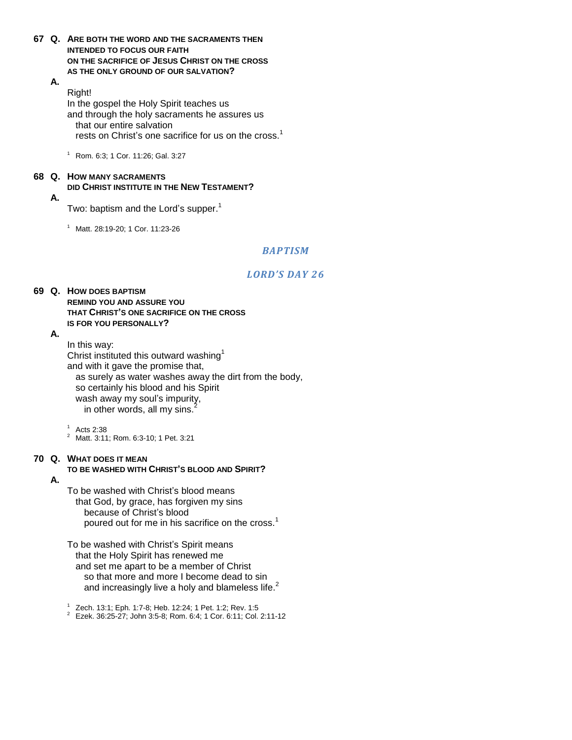**67 Q. ARE BOTH THE WORD AND THE SACRAMENTS THEN INTENDED TO FOCUS OUR FAITH ON THE SACRIFICE OF JESUS CHRIST ON THE CROSS AS THE ONLY GROUND OF OUR SALVATION?**

**A.**

Right!
In the gospel the Holy Spirit teaches us
and through the holy sacraments he assures us
that our entire salvation
rests on Christ's one sacrifice for us on the cross.[1]

[1] Rom. 6:3; 1 Cor. 11:26; Gal. 3:27

**68 Q. HOW MANY SACRAMENTS DID CHRIST INSTITUTE IN THE NEW TESTAMENT?**

**A.**

Two: baptism and the Lord's supper.[1]

[1] Matt. 28:19-20; 1 Cor. 11:23-26

## *BAPTISM*

## *LORD'S DAY 26*

**69 Q. HOW DOES BAPTISM REMIND YOU AND ASSURE YOU THAT CHRIST'S ONE SACRIFICE ON THE CROSS IS FOR YOU PERSONALLY?**

**A.**

In this way:
Christ instituted this outward washing[1]
and with it gave the promise that,
as surely as water washes away the dirt from the body,
so certainly his blood and his Spirit
wash away my soul's impurity,
in other words, all my sins.[2]

[1] Acts 2:38
[2] Matt. 3:11; Rom. 6:3-10; 1 Pet. 3:21

**70 Q. WHAT DOES IT MEAN TO BE WASHED WITH CHRIST'S BLOOD AND SPIRIT?**

**A.**

To be washed with Christ's blood means
that God, by grace, has forgiven my sins
because of Christ's blood
poured out for me in his sacrifice on the cross.[1]

To be washed with Christ's Spirit means
that the Holy Spirit has renewed me
and set me apart to be a member of Christ
so that more and more I become dead to sin
and increasingly live a holy and blameless life.[2]

[1] Zech. 13:1; Eph. 1:7-8; Heb. 12:24; 1 Pet. 1:2; Rev. 1:5
[2] Ezek. 36:25-27; John 3:5-8; Rom. 6:4; 1 Cor. 6:11; Col. 2:11-12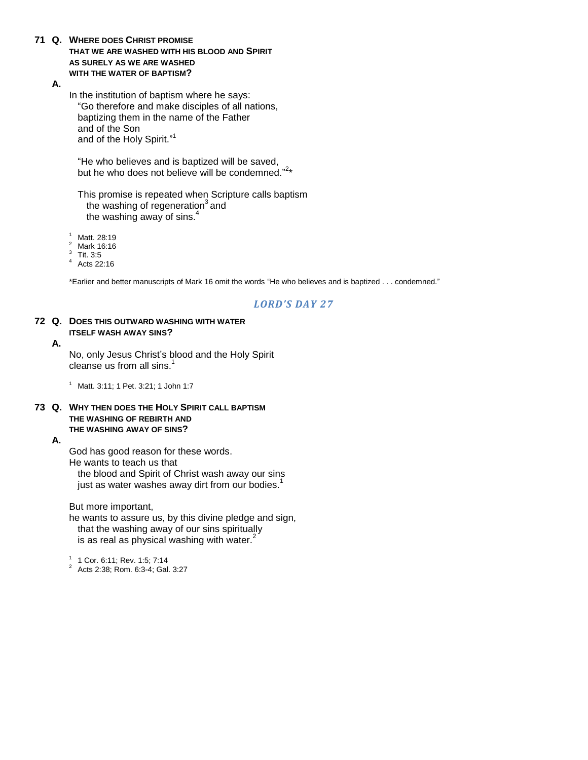**71 Q. WHERE DOES CHRIST PROMISE THAT WE ARE WASHED WITH HIS BLOOD AND SPIRIT AS SURELY AS WE ARE WASHED WITH THE WATER OF BAPTISM?**

**A.**

In the institution of baptism where he says:
"Go therefore and make disciples of all nations,
baptizing them in the name of the Father
and of the Son
and of the Holy Spirit."[1]

"He who believes and is baptized will be saved,
but he who does not believe will be condemned."[2]*

This promise is repeated when Scripture calls baptism
the washing of regeneration[3] and
the washing away of sins.[4]

[1] Matt. 28:19
[2] Mark 16:16
[3] Tit. 3:5
[4] Acts 22:16

*Earlier and better manuscripts of Mark 16 omit the words "He who believes and is baptized . . . condemned."

## *LORD'S DAY 27*

**72 Q. DOES THIS OUTWARD WASHING WITH WATER ITSELF WASH AWAY SINS?**

**A.**

No, only Jesus Christ's blood and the Holy Spirit
cleanse us from all sins.[1]

[1] Matt. 3:11; 1 Pet. 3:21; 1 John 1:7

**73 Q. WHY THEN DOES THE HOLY SPIRIT CALL BAPTISM THE WASHING OF REBIRTH AND THE WASHING AWAY OF SINS?**

**A.**

God has good reason for these words.
He wants to teach us that
the blood and Spirit of Christ wash away our sins
just as water washes away dirt from our bodies.[1]

But more important,
he wants to assure us, by this divine pledge and sign,
that the washing away of our sins spiritually
is as real as physical washing with water.[2]

[1] 1 Cor. 6:11; Rev. 1:5; 7:14
[2] Acts 2:38; Rom. 6:3-4; Gal. 3:27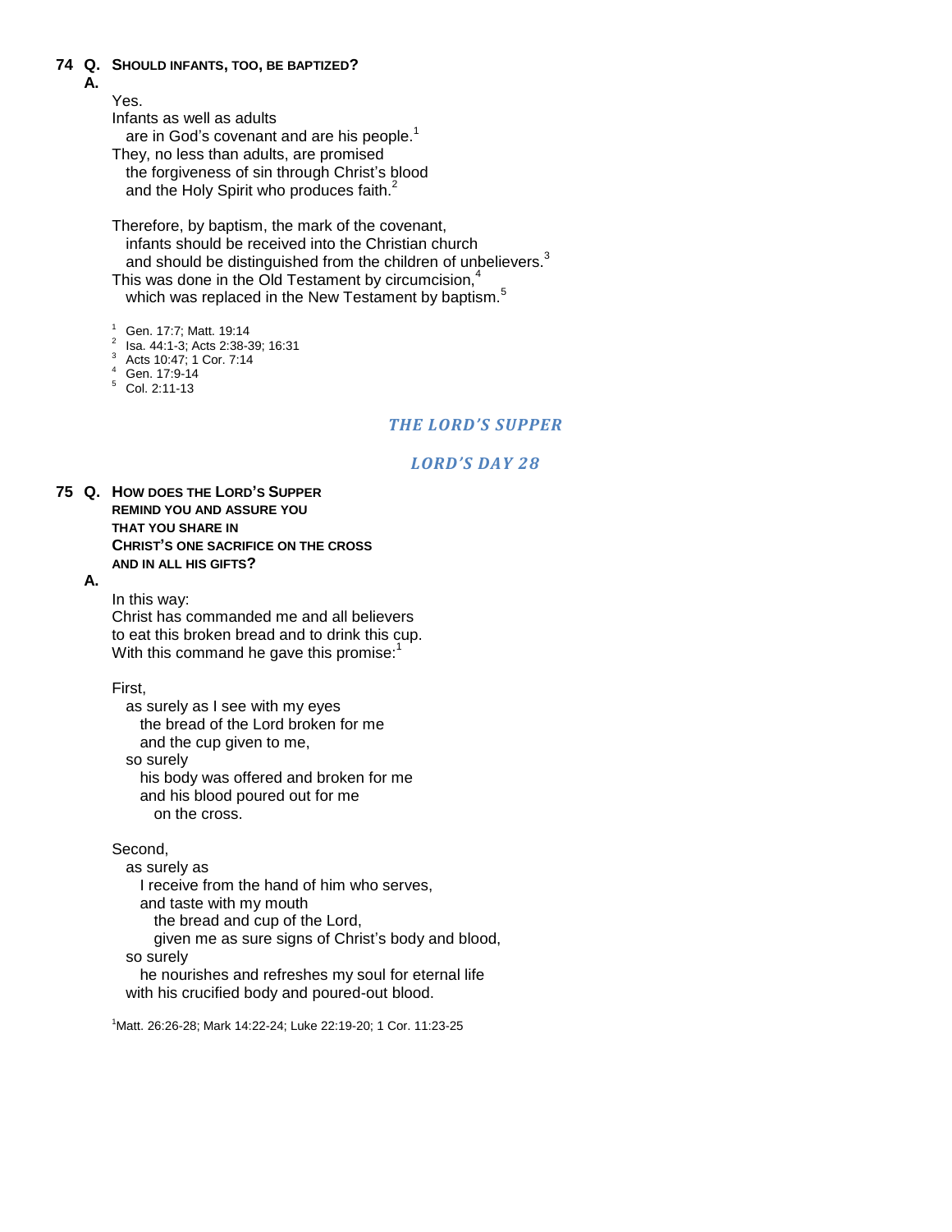**74 Q. SHOULD INFANTS, TOO, BE BAPTIZED?**

**A.**

Yes.
Infants as well as adults
are in God's covenant and are his people.[1]
They, no less than adults, are promised
the forgiveness of sin through Christ's blood
and the Holy Spirit who produces faith.[2]

Therefore, by baptism, the mark of the covenant,
infants should be received into the Christian church
and should be distinguished from the children of unbelievers.[3]
This was done in the Old Testament by circumcision,[4]
which was replaced in the New Testament by baptism.[5]

[1] Gen. 17:7; Matt. 19:14
[2] Isa. 44:1-3; Acts 2:38-39; 16:31
[3] Acts 10:47; 1 Cor. 7:14
[4] Gen. 17:9-14
[5] Col. 2:11-13

## *THE LORD'S SUPPER*

### *LORD'S DAY 28*

**75 Q. HOW DOES THE LORD'S SUPPER REMIND YOU AND ASSURE YOU THAT YOU SHARE IN CHRIST'S ONE SACRIFICE ON THE CROSS AND IN ALL HIS GIFTS?**

**A.**

In this way:
Christ has commanded me and all believers
to eat this broken bread and to drink this cup.
With this command he gave this promise:[1]

First,
as surely as I see with my eyes
the bread of the Lord broken for me
and the cup given to me,
so surely
his body was offered and broken for me
and his blood poured out for me
on the cross.

Second,
as surely as
I receive from the hand of him who serves,
and taste with my mouth
the bread and cup of the Lord,
given me as sure signs of Christ's body and blood,
so surely
he nourishes and refreshes my soul for eternal life
with his crucified body and poured-out blood.

[1] Matt. 26:26-28; Mark 14:22-24; Luke 22:19-20; 1 Cor. 11:23-25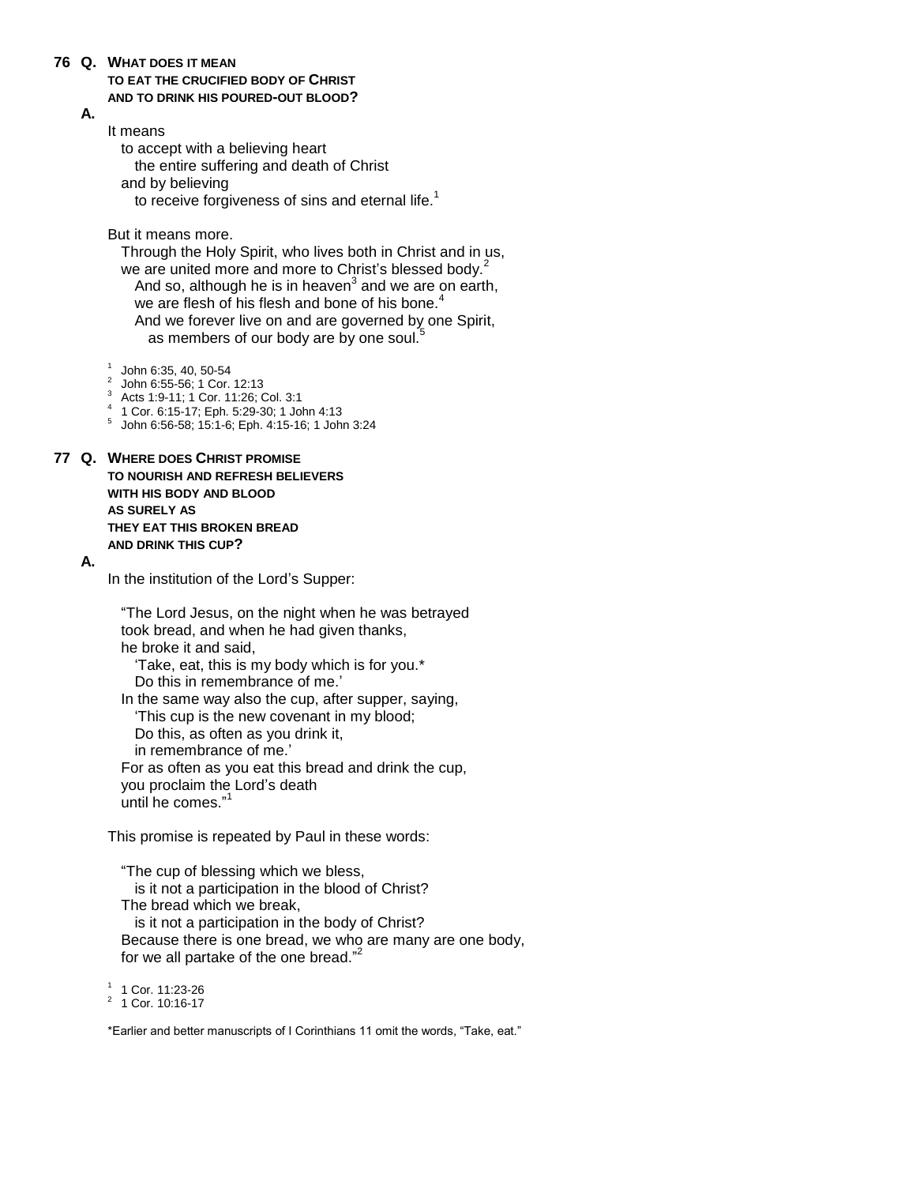**76 Q. WHAT DOES IT MEAN TO EAT THE CRUCIFIED BODY OF CHRIST AND TO DRINK HIS POURED-OUT BLOOD?**

**A.**

It means
to accept with a believing heart
the entire suffering and death of Christ
and by believing
to receive forgiveness of sins and eternal life.[1]

But it means more.
Through the Holy Spirit, who lives both in Christ and in us,
we are united more and more to Christ's blessed body.[2]
And so, although he is in heaven[3] and we are on earth,
we are flesh of his flesh and bone of his bone.[4]
And we forever live on and are governed by one Spirit,
as members of our body are by one soul.[5]

[1] John 6:35, 40, 50-54
[2] John 6:55-56; 1 Cor. 12:13
[3] Acts 1:9-11; 1 Cor. 11:26; Col. 3:1
[4] 1 Cor. 6:15-17; Eph. 5:29-30; 1 John 4:13
[5] John 6:56-58; 15:1-6; Eph. 4:15-16; 1 John 3:24

**77 Q. WHERE DOES CHRIST PROMISE TO NOURISH AND REFRESH BELIEVERS WITH HIS BODY AND BLOOD AS SURELY AS THEY EAT THIS BROKEN BREAD AND DRINK THIS CUP?**

**A.**

In the institution of the Lord's Supper:

"The Lord Jesus, on the night when he was betrayed
took bread, and when he had given thanks,
he broke it and said,
'Take, eat, this is my body which is for you.*
Do this in remembrance of me.'
In the same way also the cup, after supper, saying,
'This cup is the new covenant in my blood;
Do this, as often as you drink it,
in remembrance of me.'
For as often as you eat this bread and drink the cup,
you proclaim the Lord's death
until he comes."[1]

This promise is repeated by Paul in these words:

"The cup of blessing which we bless,
is it not a participation in the blood of Christ?
The bread which we break,
is it not a participation in the body of Christ?
Because there is one bread, we who are many are one body,
for we all partake of the one bread."[2]

[1] 1 Cor. 11:23-26
[2] 1 Cor. 10:16-17

*Earlier and better manuscripts of I Corinthians 11 omit the words, "Take, eat."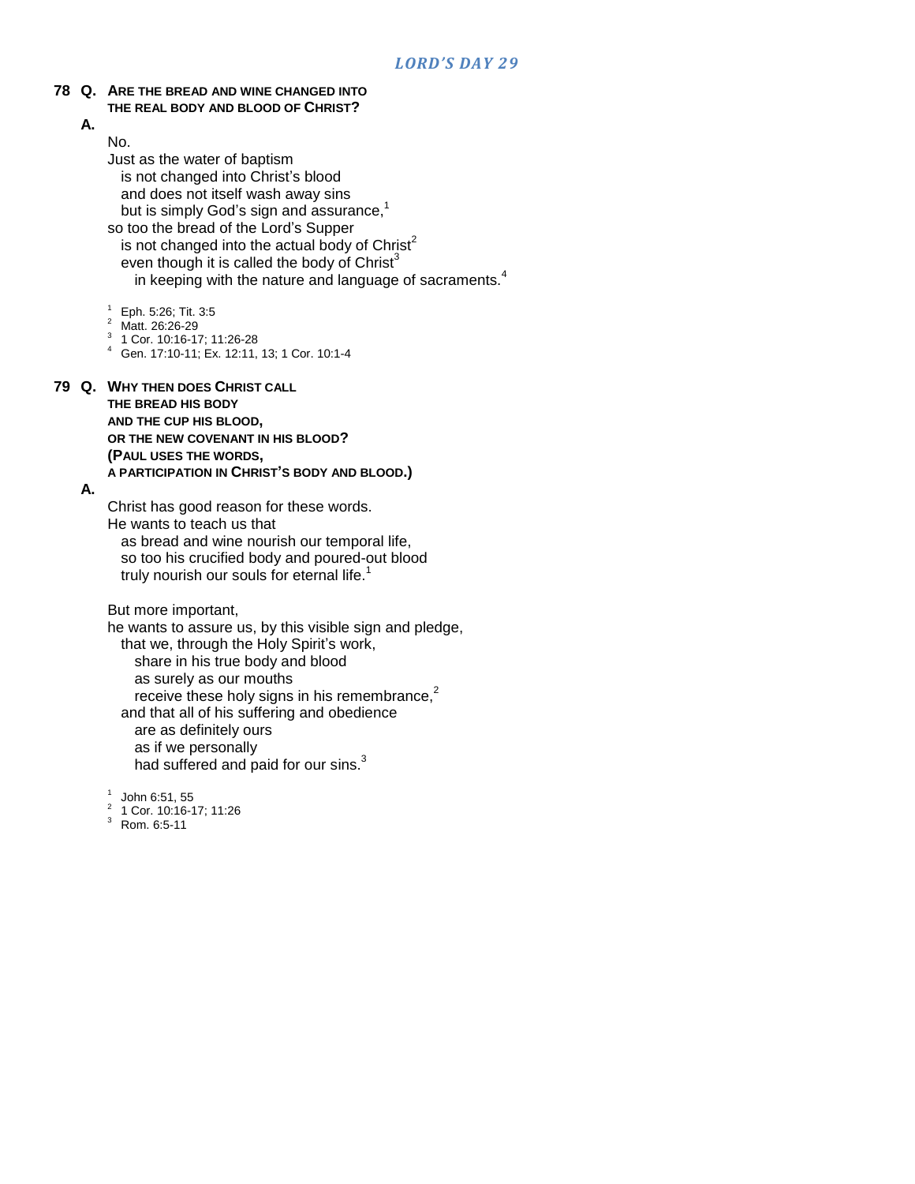## *LORD'S DAY 29*

**78 Q. ARE THE BREAD AND WINE CHANGED INTO THE REAL BODY AND BLOOD OF CHRIST?**

**A.**

No.
Just as the water of baptism
is not changed into Christ's blood
and does not itself wash away sins
but is simply God's sign and assurance,[1]
so too the bread of the Lord's Supper
is not changed into the actual body of Christ[2]
even though it is called the body of Christ[3]
in keeping with the nature and language of sacraments.[4]

[1] Eph. 5:26; Tit. 3:5
[2] Matt. 26:26-29
[3] 1 Cor. 10:16-17; 11:26-28
[4] Gen. 17:10-11; Ex. 12:11, 13; 1 Cor. 10:1-4

**79 Q. WHY THEN DOES CHRIST CALL THE BREAD HIS BODY AND THE CUP HIS BLOOD, OR THE NEW COVENANT IN HIS BLOOD? (PAUL USES THE WORDS, A PARTICIPATION IN CHRIST'S BODY AND BLOOD.)**

**A.**

Christ has good reason for these words.
He wants to teach us that
as bread and wine nourish our temporal life,
so too his crucified body and poured-out blood
truly nourish our souls for eternal life.[1]

But more important,
he wants to assure us, by this visible sign and pledge,
that we, through the Holy Spirit's work,
share in his true body and blood
as surely as our mouths
receive these holy signs in his remembrance,[2]
and that all of his suffering and obedience
are as definitely ours
as if we personally
had suffered and paid for our sins.[3]

[1] John 6:51, 55
[2] 1 Cor. 10:16-17; 11:26
[3] Rom. 6:5-11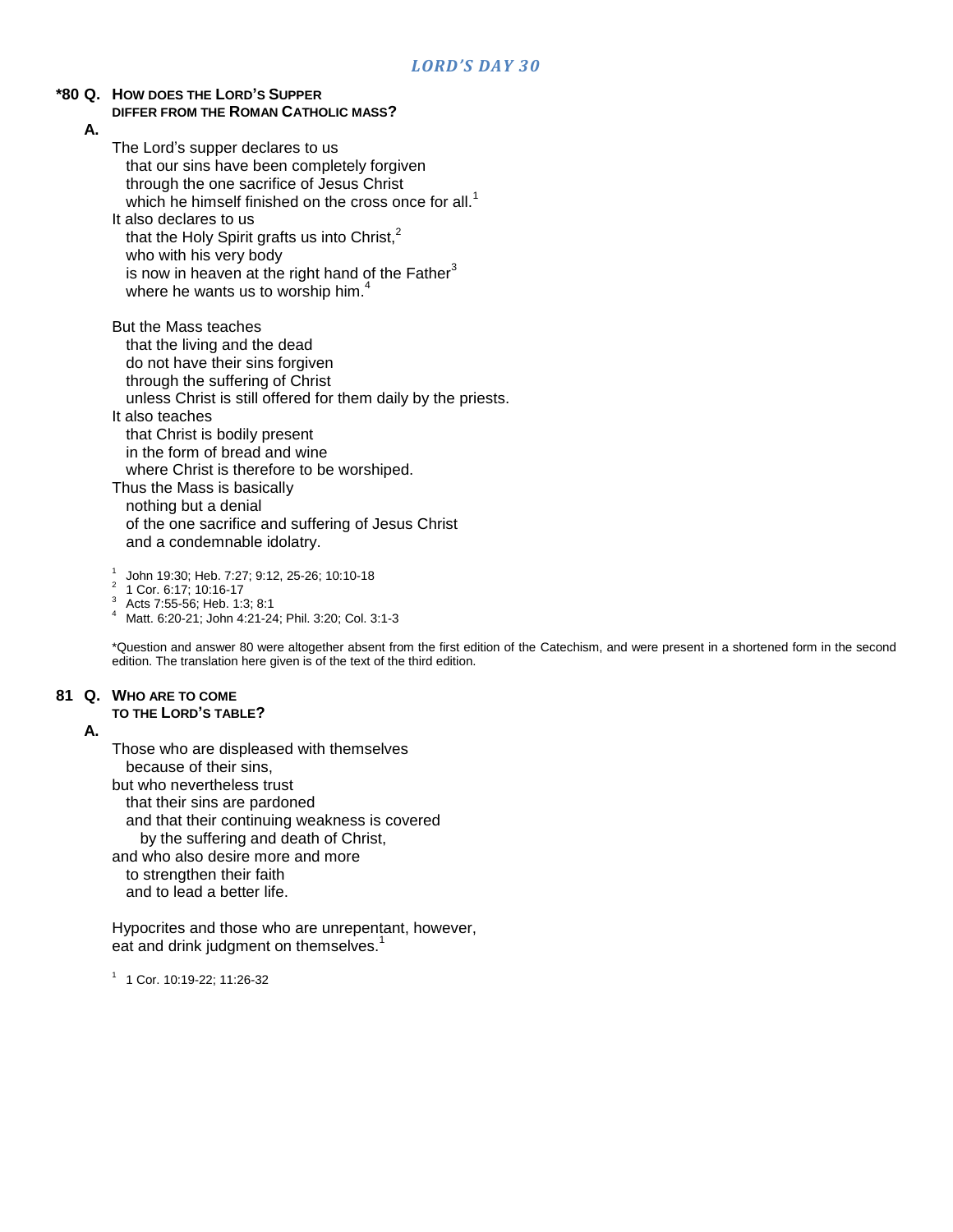## *LORD'S DAY 30*

**\*80 Q. HOW DOES THE LORD'S SUPPER DIFFER FROM THE ROMAN CATHOLIC MASS?**

**A.**

The Lord's supper declares to us
  that our sins have been completely forgiven
  through the one sacrifice of Jesus Christ
  which he himself finished on the cross once for all.[1]
It also declares to us
  that the Holy Spirit grafts us into Christ,[2]
  who with his very body
  is now in heaven at the right hand of the Father[3]
  where he wants us to worship him.[4]

But the Mass teaches
  that the living and the dead
  do not have their sins forgiven
  through the suffering of Christ
  unless Christ is still offered for them daily by the priests.
It also teaches
  that Christ is bodily present
  in the form of bread and wine
  where Christ is therefore to be worshiped.
Thus the Mass is basically
  nothing but a denial
  of the one sacrifice and suffering of Jesus Christ
  and a condemnable idolatry.

[1] John 19:30; Heb. 7:27; 9:12, 25-26; 10:10-18
[2] 1 Cor. 6:17; 10:16-17
[3] Acts 7:55-56; Heb. 1:3; 8:1
[4] Matt. 6:20-21; John 4:21-24; Phil. 3:20; Col. 3:1-3

*Question and answer 80 were altogether absent from the first edition of the Catechism, and were present in a shortened form in the second edition. The translation here given is of the text of the third edition.

**81 Q. WHO ARE TO COME TO THE LORD'S TABLE?**

**A.**

Those who are displeased with themselves
  because of their sins,
but who nevertheless trust
  that their sins are pardoned
  and that their continuing weakness is covered
    by the suffering and death of Christ,
and who also desire more and more
  to strengthen their faith
  and to lead a better life.

Hypocrites and those who are unrepentant, however,
eat and drink judgment on themselves.[1]

[1] 1 Cor. 10:19-22; 11:26-32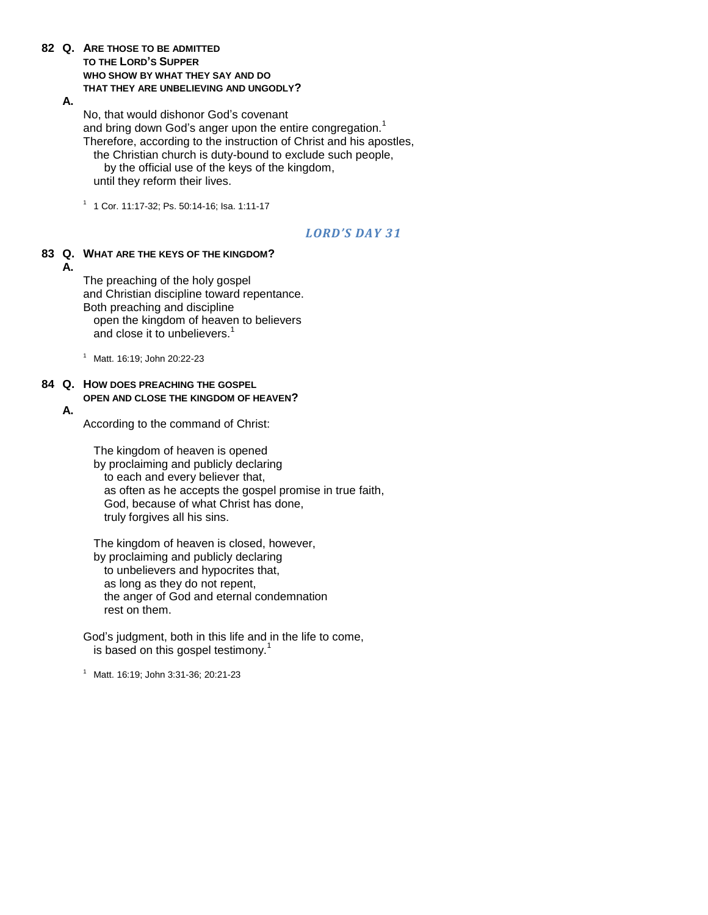**82 Q. ARE THOSE TO BE ADMITTED TO THE LORD'S SUPPER WHO SHOW BY WHAT THEY SAY AND DO THAT THEY ARE UNBELIEVING AND UNGODLY?**

**A.**

No, that would dishonor God's covenant
and bring down God's anger upon the entire congregation.[1]
Therefore, according to the instruction of Christ and his apostles,
the Christian church is duty-bound to exclude such people,
by the official use of the keys of the kingdom,
until they reform their lives.

[1] 1 Cor. 11:17-32; Ps. 50:14-16; Isa. 1:11-17

## *LORD'S DAY 31*

**83 Q. WHAT ARE THE KEYS OF THE KINGDOM?**

**A.**

The preaching of the holy gospel
and Christian discipline toward repentance.
Both preaching and discipline
open the kingdom of heaven to believers
and close it to unbelievers.[1]

[1] Matt. 16:19; John 20:22-23

**84 Q. HOW DOES PREACHING THE GOSPEL OPEN AND CLOSE THE KINGDOM OF HEAVEN?**

**A.**

According to the command of Christ:

The kingdom of heaven is opened
by proclaiming and publicly declaring
to each and every believer that,
as often as he accepts the gospel promise in true faith,
God, because of what Christ has done,
truly forgives all his sins.

The kingdom of heaven is closed, however,
by proclaiming and publicly declaring
to unbelievers and hypocrites that,
as long as they do not repent,
the anger of God and eternal condemnation
rest on them.

God's judgment, both in this life and in the life to come,
is based on this gospel testimony.[1]

[1] Matt. 16:19; John 3:31-36; 20:21-23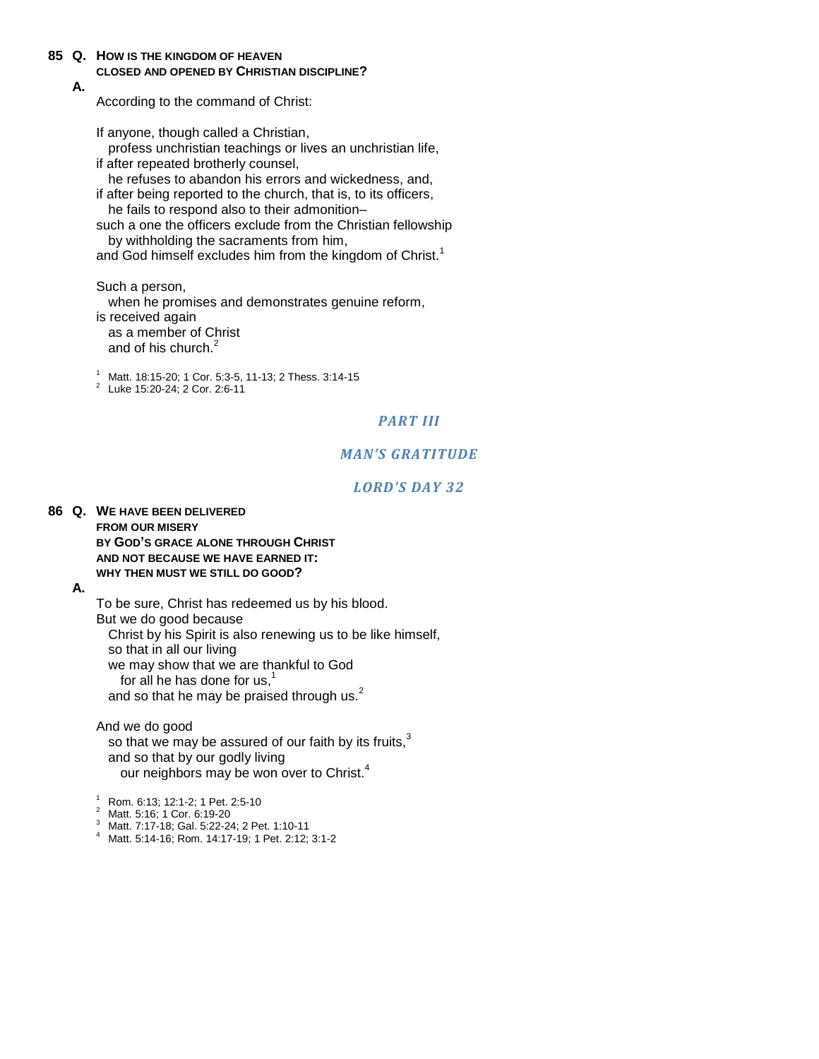**85 Q. HOW IS THE KINGDOM OF HEAVEN CLOSED AND OPENED BY CHRISTIAN DISCIPLINE?**

**A.**

According to the command of Christ:

If anyone, though called a Christian,
profess unchristian teachings or lives an unchristian life,
if after repeated brotherly counsel,
he refuses to abandon his errors and wickedness, and,
if after being reported to the church, that is, to its officers,
he fails to respond also to their admonition–
such a one the officers exclude from the Christian fellowship
by withholding the sacraments from him,
and God himself excludes him from the kingdom of Christ.[1]

Such a person,
when he promises and demonstrates genuine reform,
is received again
as a member of Christ
and of his church.[2]

[1] Matt. 18:15-20; 1 Cor. 5:3-5, 11-13; 2 Thess. 3:14-15
[2] Luke 15:20-24; 2 Cor. 2:6-11

# *PART III*

## *MAN'S GRATITUDE*

### *LORD'S DAY 32*

**86 Q. WE HAVE BEEN DELIVERED FROM OUR MISERY BY GOD'S GRACE ALONE THROUGH CHRIST AND NOT BECAUSE WE HAVE EARNED IT: WHY THEN MUST WE STILL DO GOOD?**

**A.**

To be sure, Christ has redeemed us by his blood.
But we do good because
Christ by his Spirit is also renewing us to be like himself,
so that in all our living
we may show that we are thankful to God
for all he has done for us,[1]
and so that he may be praised through us.[2]

And we do good
so that we may be assured of our faith by its fruits,[3]
and so that by our godly living
our neighbors may be won over to Christ.[4]

[1] Rom. 6:13; 12:1-2; 1 Pet. 2:5-10
[2] Matt. 5:16; 1 Cor. 6:19-20
[3] Matt. 7:17-18; Gal. 5:22-24; 2 Pet. 1:10-11
[4] Matt. 5:14-16; Rom. 14:17-19; 1 Pet. 2:12; 3:1-2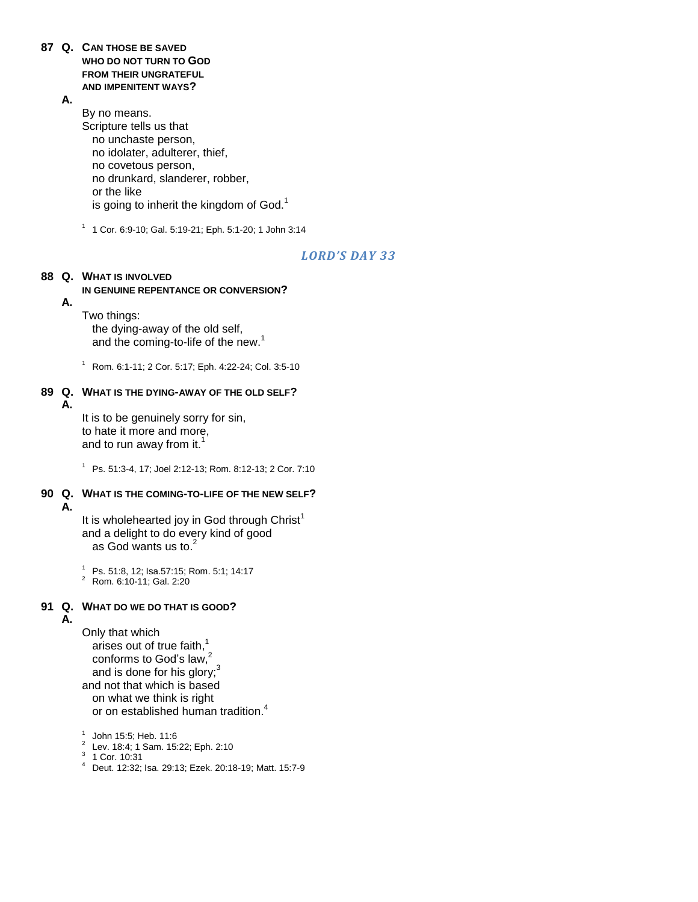**87 Q. CAN THOSE BE SAVED WHO DO NOT TURN TO GOD FROM THEIR UNGRATEFUL AND IMPENITENT WAYS?**

**A.**

By no means.
Scripture tells us that
no unchaste person,
no idolater, adulterer, thief,
no covetous person,
no drunkard, slanderer, robber,
or the like
is going to inherit the kingdom of God.[1]

[1] 1 Cor. 6:9-10; Gal. 5:19-21; Eph. 5:1-20; 1 John 3:14

## *LORD'S DAY 33*

**88 Q. WHAT IS INVOLVED IN GENUINE REPENTANCE OR CONVERSION?**

**A.**

Two things:
the dying-away of the old self,
and the coming-to-life of the new.[1]

[1] Rom. 6:1-11; 2 Cor. 5:17; Eph. 4:22-24; Col. 3:5-10

**89 Q. WHAT IS THE DYING-AWAY OF THE OLD SELF?**

**A.**

It is to be genuinely sorry for sin,
to hate it more and more,
and to run away from it.[1]

[1] Ps. 51:3-4, 17; Joel 2:12-13; Rom. 8:12-13; 2 Cor. 7:10

**90 Q. WHAT IS THE COMING-TO-LIFE OF THE NEW SELF?**

**A.**

It is wholehearted joy in God through Christ[1]
and a delight to do every kind of good
as God wants us to.[2]

[1] Ps. 51:8, 12; Isa.57:15; Rom. 5:1; 14:17
[2] Rom. 6:10-11; Gal. 2:20

**91 Q. WHAT DO WE DO THAT IS GOOD?**

**A.**

Only that which
arises out of true faith,[1]
conforms to God's law,[2]
and is done for his glory;[3]
and not that which is based
on what we think is right
or on established human tradition.[4]

[1] John 15:5; Heb. 11:6
[2] Lev. 18:4; 1 Sam. 15:22; Eph. 2:10
[3] 1 Cor. 10:31
[4] Deut. 12:32; Isa. 29:13; Ezek. 20:18-19; Matt. 15:7-9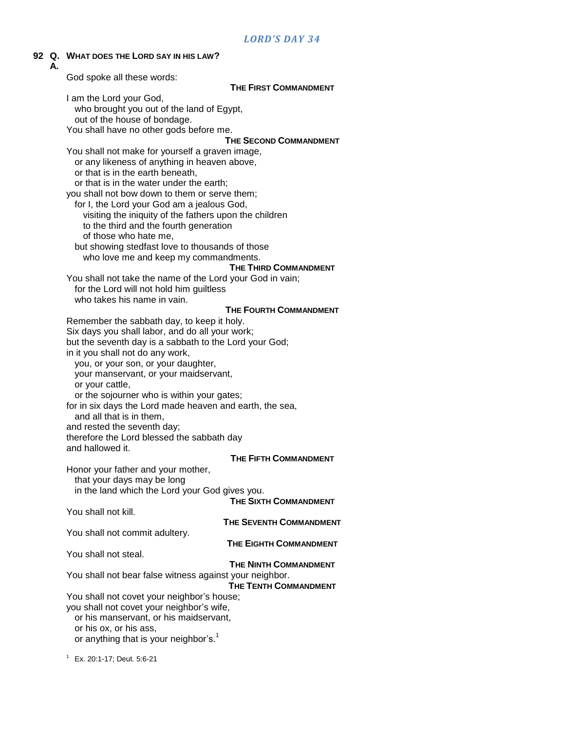## *LORD'S DAY 34*

**92 Q. WHAT DOES THE LORD SAY IN HIS LAW?**

**A.**

God spoke all these words:

**THE FIRST COMMANDMENT**

I am the Lord your God,
who brought you out of the land of Egypt,
out of the house of bondage.
You shall have no other gods before me.

**THE SECOND COMMANDMENT**

You shall not make for yourself a graven image,
or any likeness of anything in heaven above,
or that is in the earth beneath,
or that is in the water under the earth;
you shall not bow down to them or serve them;
for I, the Lord your God am a jealous God,
visiting the iniquity of the fathers upon the children
to the third and the fourth generation
of those who hate me,
but showing stedfast love to thousands of those
who love me and keep my commandments.

**THE THIRD COMMANDMENT**

You shall not take the name of the Lord your God in vain;
for the Lord will not hold him guiltless
who takes his name in vain.

**THE FOURTH COMMANDMENT**

Remember the sabbath day, to keep it holy.
Six days you shall labor, and do all your work;
but the seventh day is a sabbath to the Lord your God;
in it you shall not do any work,
you, or your son, or your daughter,
your manservant, or your maidservant,
or your cattle,
or the sojourner who is within your gates;
for in six days the Lord made heaven and earth, the sea,
and all that is in them,
and rested the seventh day;
therefore the Lord blessed the sabbath day
and hallowed it.

**THE FIFTH COMMANDMENT**

Honor your father and your mother,
that your days may be long
in the land which the Lord your God gives you.

**THE SIXTH COMMANDMENT**

You shall not kill.

**THE SEVENTH COMMANDMENT**

You shall not commit adultery.

**THE EIGHTH COMMANDMENT**

You shall not steal.

**THE NINTH COMMANDMENT**

You shall not bear false witness against your neighbor.

**THE TENTH COMMANDMENT**

You shall not covet your neighbor's house;
you shall not covet your neighbor's wife,
or his manservant, or his maidservant,
or his ox, or his ass,
or anything that is your neighbor's.[1]

[1] Ex. 20:1-17; Deut. 5:6-21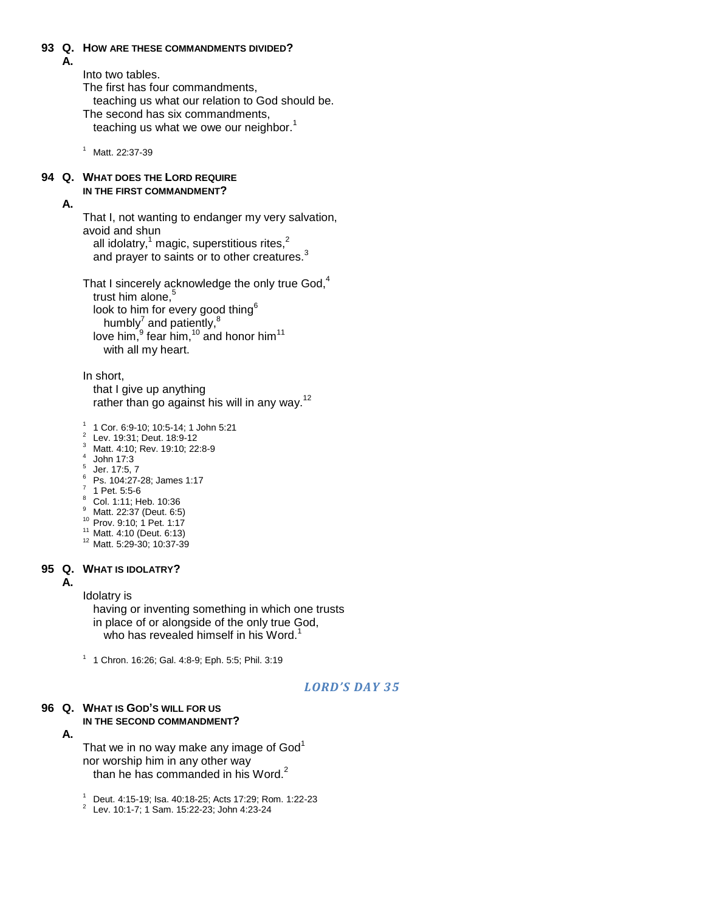**93 Q. HOW ARE THESE COMMANDMENTS DIVIDED?**

**A.**

Into two tables.
The first has four commandments,
teaching us what our relation to God should be.
The second has six commandments,
teaching us what we owe our neighbor.[1]

[1] Matt. 22:37-39

**94 Q. WHAT DOES THE LORD REQUIRE IN THE FIRST COMMANDMENT?**

**A.**

That I, not wanting to endanger my very salvation,
avoid and shun
all idolatry,[1] magic, superstitious rites,[2]
and prayer to saints or to other creatures.[3]

That I sincerely acknowledge the only true God,[4]
trust him alone,[5]
look to him for every good thing[6]
humbly[7] and patiently,[8]
love him,[9] fear him,[10] and honor him[11]
with all my heart.

In short,
that I give up anything
rather than go against his will in any way.[12]

[1] 1 Cor. 6:9-10; 10:5-14; 1 John 5:21
[2] Lev. 19:31; Deut. 18:9-12
[3] Matt. 4:10; Rev. 19:10; 22:8-9
[4] John 17:3
[5] Jer. 17:5, 7
[6] Ps. 104:27-28; James 1:17
[7] 1 Pet. 5:5-6
[8] Col. 1:11; Heb. 10:36
[9] Matt. 22:37 (Deut. 6:5)
[10] Prov. 9:10; 1 Pet. 1:17
[11] Matt. 4:10 (Deut. 6:13)
[12] Matt. 5:29-30; 10:37-39

**95 Q. WHAT IS IDOLATRY?**

**A.**

Idolatry is
having or inventing something in which one trusts
in place of or alongside of the only true God,
who has revealed himself in his Word.[1]

[1] 1 Chron. 16:26; Gal. 4:8-9; Eph. 5:5; Phil. 3:19

## *LORD'S DAY 35*

**96 Q. WHAT IS GOD'S WILL FOR US IN THE SECOND COMMANDMENT?**

**A.**

That we in no way make any image of God[1]
nor worship him in any other way
than he has commanded in his Word.[2]

[1] Deut. 4:15-19; Isa. 40:18-25; Acts 17:29; Rom. 1:22-23
[2] Lev. 10:1-7; 1 Sam. 15:22-23; John 4:23-24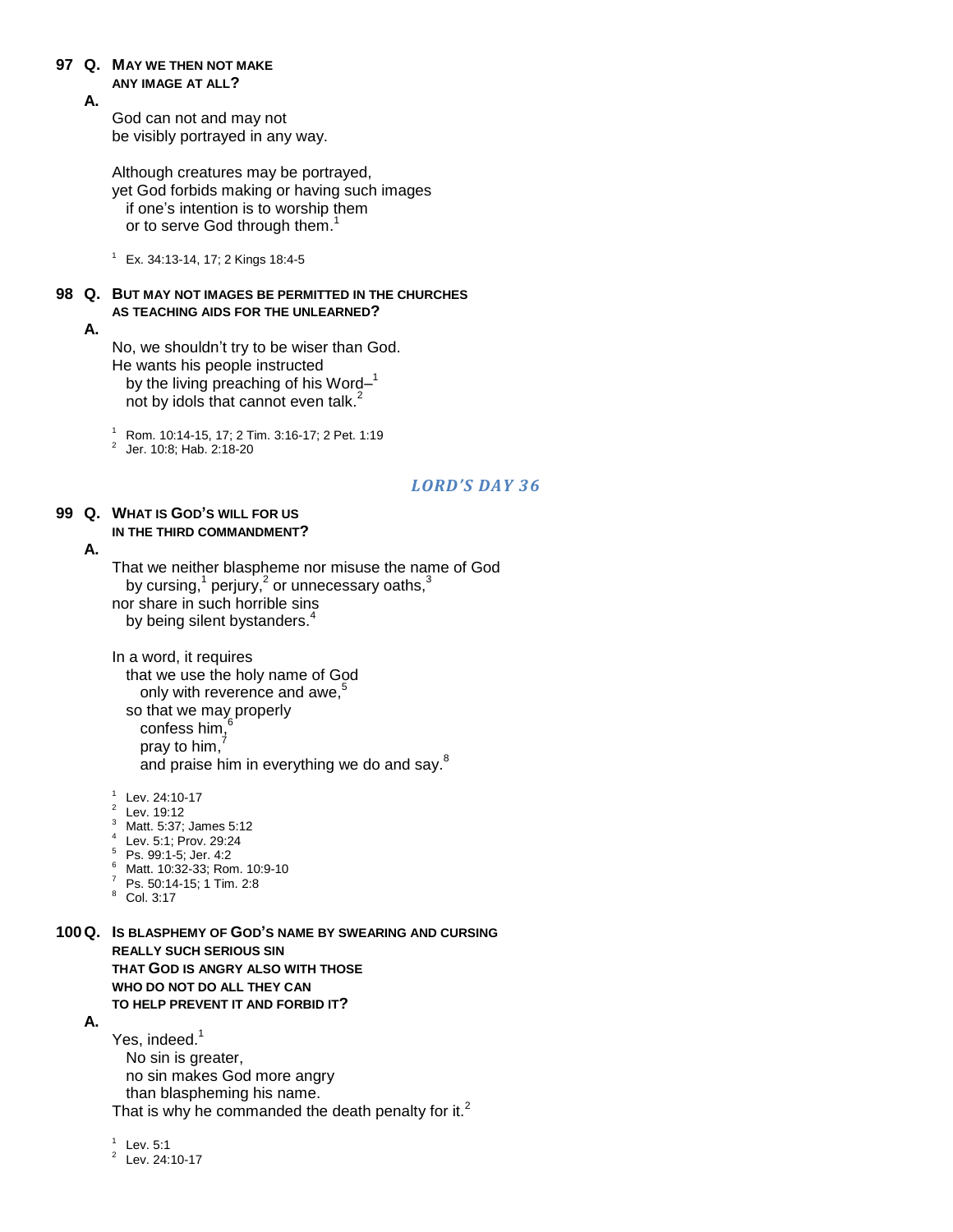**97 Q. MAY WE THEN NOT MAKE ANY IMAGE AT ALL?**

**A.**

God can not and may not
be visibly portrayed in any way.

Although creatures may be portrayed,
yet God forbids making or having such images
  if one's intention is to worship them
  or to serve God through them.[1]

[1] Ex. 34:13-14, 17; 2 Kings 18:4-5

**98 Q. BUT MAY NOT IMAGES BE PERMITTED IN THE CHURCHES AS TEACHING AIDS FOR THE UNLEARNED?**

**A.**

No, we shouldn't try to be wiser than God.
He wants his people instructed
  by the living preaching of his Word–[1]
  not by idols that cannot even talk.[2]

[1] Rom. 10:14-15, 17; 2 Tim. 3:16-17; 2 Pet. 1:19
[2] Jer. 10:8; Hab. 2:18-20

## *LORD'S DAY 36*

**99 Q. WHAT IS GOD'S WILL FOR US IN THE THIRD COMMANDMENT?**

**A.**

That we neither blaspheme nor misuse the name of God
  by cursing,[1] perjury,[2] or unnecessary oaths,[3]
nor share in such horrible sins
  by being silent bystanders.[4]

In a word, it requires
  that we use the holy name of God
    only with reverence and awe,[5]
  so that we may properly
    confess him,[6]
    pray to him,[7]
    and praise him in everything we do and say.[8]

[1] Lev. 24:10-17
[2] Lev. 19:12
[3] Matt. 5:37; James 5:12
[4] Lev. 5:1; Prov. 29:24
[5] Ps. 99:1-5; Jer. 4:2
[6] Matt. 10:32-33; Rom. 10:9-10
[7] Ps. 50:14-15; 1 Tim. 2:8
[8] Col. 3:17

**100 Q. IS BLASPHEMY OF GOD'S NAME BY SWEARING AND CURSING REALLY SUCH SERIOUS SIN THAT GOD IS ANGRY ALSO WITH THOSE WHO DO NOT DO ALL THEY CAN TO HELP PREVENT IT AND FORBID IT?**

**A.**

Yes, indeed.[1]
  No sin is greater,
  no sin makes God more angry
  than blaspheming his name.
That is why he commanded the death penalty for it.[2]

[1] Lev. 5:1
[2] Lev. 24:10-17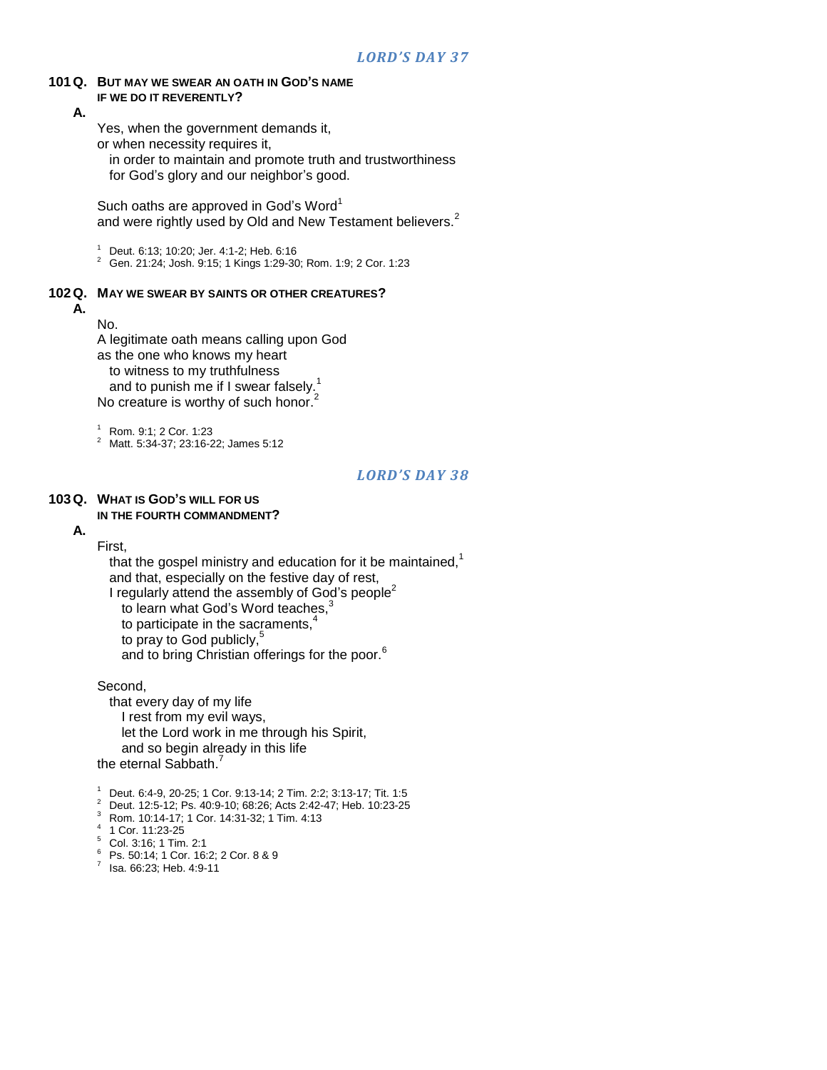## *LORD'S DAY 37*

**101 Q. BUT MAY WE SWEAR AN OATH IN GOD'S NAME IF WE DO IT REVERENTLY?**

**A.**

Yes, when the government demands it,
or when necessity requires it,
in order to maintain and promote truth and trustworthiness
for God's glory and our neighbor's good.

Such oaths are approved in God's Word[1]
and were rightly used by Old and New Testament believers.[2]

[1] Deut. 6:13; 10:20; Jer. 4:1-2; Heb. 6:16
[2] Gen. 21:24; Josh. 9:15; 1 Kings 1:29-30; Rom. 1:9; 2 Cor. 1:23

**102 Q. MAY WE SWEAR BY SAINTS OR OTHER CREATURES?**

**A.**

No.
A legitimate oath means calling upon God
as the one who knows my heart
to witness to my truthfulness
and to punish me if I swear falsely.[1]
No creature is worthy of such honor.[2]

[1] Rom. 9:1; 2 Cor. 1:23
[2] Matt. 5:34-37; 23:16-22; James 5:12

## *LORD'S DAY 38*

**103 Q. WHAT IS GOD'S WILL FOR US IN THE FOURTH COMMANDMENT?**

**A.**

First,
that the gospel ministry and education for it be maintained,[1]
and that, especially on the festive day of rest,
I regularly attend the assembly of God's people[2]
to learn what God's Word teaches,[3]
to participate in the sacraments,[4]
to pray to God publicly,[5]
and to bring Christian offerings for the poor.[6]

Second,
that every day of my life
I rest from my evil ways,
let the Lord work in me through his Spirit,
and so begin already in this life
the eternal Sabbath.[7]

[1] Deut. 6:4-9, 20-25; 1 Cor. 9:13-14; 2 Tim. 2:2; 3:13-17; Tit. 1:5
[2] Deut. 12:5-12; Ps. 40:9-10; 68:26; Acts 2:42-47; Heb. 10:23-25
[3] Rom. 10:14-17; 1 Cor. 14:31-32; 1 Tim. 4:13
[4] 1 Cor. 11:23-25
[5] Col. 3:16; 1 Tim. 2:1
[6] Ps. 50:14; 1 Cor. 16:2; 2 Cor. 8 & 9
[7] Isa. 66:23; Heb. 4:9-11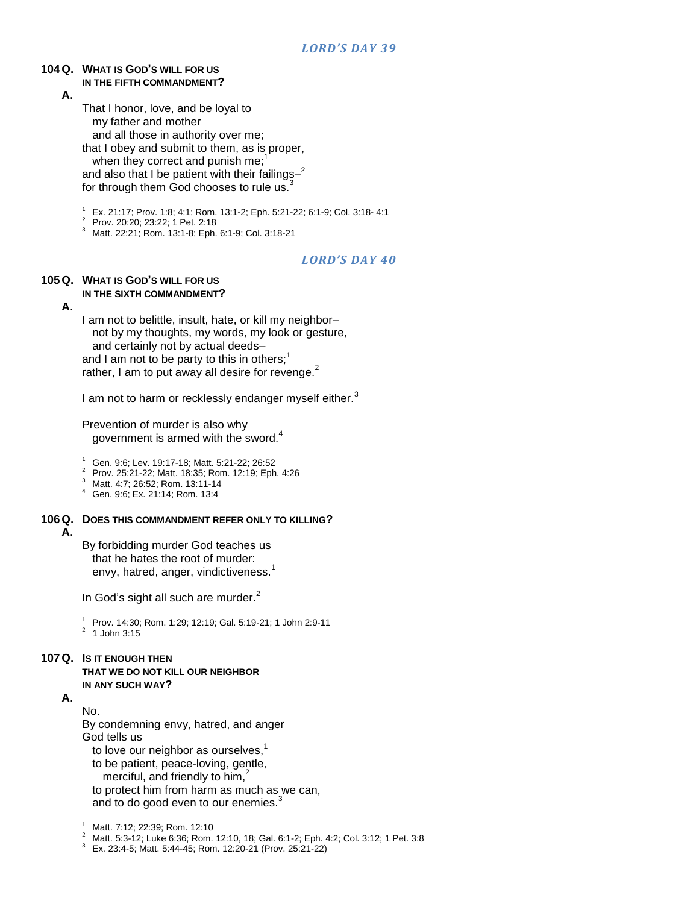## *LORD'S DAY 39*

**104 Q. WHAT IS GOD'S WILL FOR US IN THE FIFTH COMMANDMENT?**

**A.**

That I honor, love, and be loyal to
  my father and mother
  and all those in authority over me;
that I obey and submit to them, as is proper,
  when they correct and punish me;[1]
and also that I be patient with their failings–[2]
for through them God chooses to rule us.[3]

[1] Ex. 21:17; Prov. 1:8; 4:1; Rom. 13:1-2; Eph. 5:21-22; 6:1-9; Col. 3:18- 4:1
[2] Prov. 20:20; 23:22; 1 Pet. 2:18
[3] Matt. 22:21; Rom. 13:1-8; Eph. 6:1-9; Col. 3:18-21

## *LORD'S DAY 40*

**105 Q. WHAT IS GOD'S WILL FOR US IN THE SIXTH COMMANDMENT?**

**A.**

I am not to belittle, insult, hate, or kill my neighbor–
  not by my thoughts, my words, my look or gesture,
  and certainly not by actual deeds–
and I am not to be party to this in others;[1]
rather, I am to put away all desire for revenge.[2]

I am not to harm or recklessly endanger myself either.[3]

Prevention of murder is also why
  government is armed with the sword.[4]

[1] Gen. 9:6; Lev. 19:17-18; Matt. 5:21-22; 26:52
[2] Prov. 25:21-22; Matt. 18:35; Rom. 12:19; Eph. 4:26
[3] Matt. 4:7; 26:52; Rom. 13:11-14
[4] Gen. 9:6; Ex. 21:14; Rom. 13:4

**106 Q. DOES THIS COMMANDMENT REFER ONLY TO KILLING?**

**A.**

By forbidding murder God teaches us
  that he hates the root of murder:
  envy, hatred, anger, vindictiveness.[1]

In God's sight all such are murder.[2]

[1] Prov. 14:30; Rom. 1:29; 12:19; Gal. 5:19-21; 1 John 2:9-11
[2] 1 John 3:15

**107 Q. IS IT ENOUGH THEN THAT WE DO NOT KILL OUR NEIGHBOR IN ANY SUCH WAY?**

**A.**

No.
By condemning envy, hatred, and anger
God tells us
  to love our neighbor as ourselves,[1]
  to be patient, peace-loving, gentle,
    merciful, and friendly to him,[2]
  to protect him from harm as much as we can,
  and to do good even to our enemies.[3]

[1] Matt. 7:12; 22:39; Rom. 12:10
[2] Matt. 5:3-12; Luke 6:36; Rom. 12:10, 18; Gal. 6:1-2; Eph. 4:2; Col. 3:12; 1 Pet. 3:8
[3] Ex. 23:4-5; Matt. 5:44-45; Rom. 12:20-21 (Prov. 25:21-22)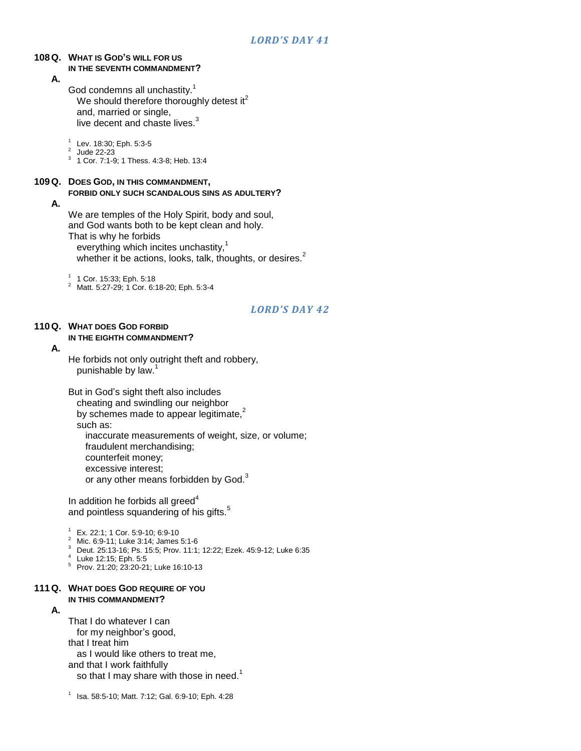## *LORD'S DAY 41*

**108 Q. WHAT IS GOD'S WILL FOR US IN THE SEVENTH COMMANDMENT?**

**A.**

God condemns all unchastity.[1]
We should therefore thoroughly detest it[2]
and, married or single,
live decent and chaste lives.[3]

[1] Lev. 18:30; Eph. 5:3-5
[2] Jude 22-23
[3] 1 Cor. 7:1-9; 1 Thess. 4:3-8; Heb. 13:4

**109 Q. DOES GOD, IN THIS COMMANDMENT, FORBID ONLY SUCH SCANDALOUS SINS AS ADULTERY?**

**A.**

We are temples of the Holy Spirit, body and soul,
and God wants both to be kept clean and holy.
That is why he forbids
everything which incites unchastity,[1]
whether it be actions, looks, talk, thoughts, or desires.[2]

[1] 1 Cor. 15:33; Eph. 5:18
[2] Matt. 5:27-29; 1 Cor. 6:18-20; Eph. 5:3-4

## *LORD'S DAY 42*

**110 Q. WHAT DOES GOD FORBID IN THE EIGHTH COMMANDMENT?**

**A.**

He forbids not only outright theft and robbery,
punishable by law.[1]

But in God's sight theft also includes
cheating and swindling our neighbor
by schemes made to appear legitimate,[2]
such as:
inaccurate measurements of weight, size, or volume;
fraudulent merchandising;
counterfeit money;
excessive interest;
or any other means forbidden by God.[3]

In addition he forbids all greed[4]
and pointless squandering of his gifts.[5]

[1] Ex. 22:1; 1 Cor. 5:9-10; 6:9-10
[2] Mic. 6:9-11; Luke 3:14; James 5:1-6
[3] Deut. 25:13-16; Ps. 15:5; Prov. 11:1; 12:22; Ezek. 45:9-12; Luke 6:35
[4] Luke 12:15; Eph. 5:5
[5] Prov. 21:20; 23:20-21; Luke 16:10-13

**111 Q. WHAT DOES GOD REQUIRE OF YOU IN THIS COMMANDMENT?**

**A.**

That I do whatever I can
for my neighbor's good,
that I treat him
as I would like others to treat me,
and that I work faithfully
so that I may share with those in need.[1]

[1] Isa. 58:5-10; Matt. 7:12; Gal. 6:9-10; Eph. 4:28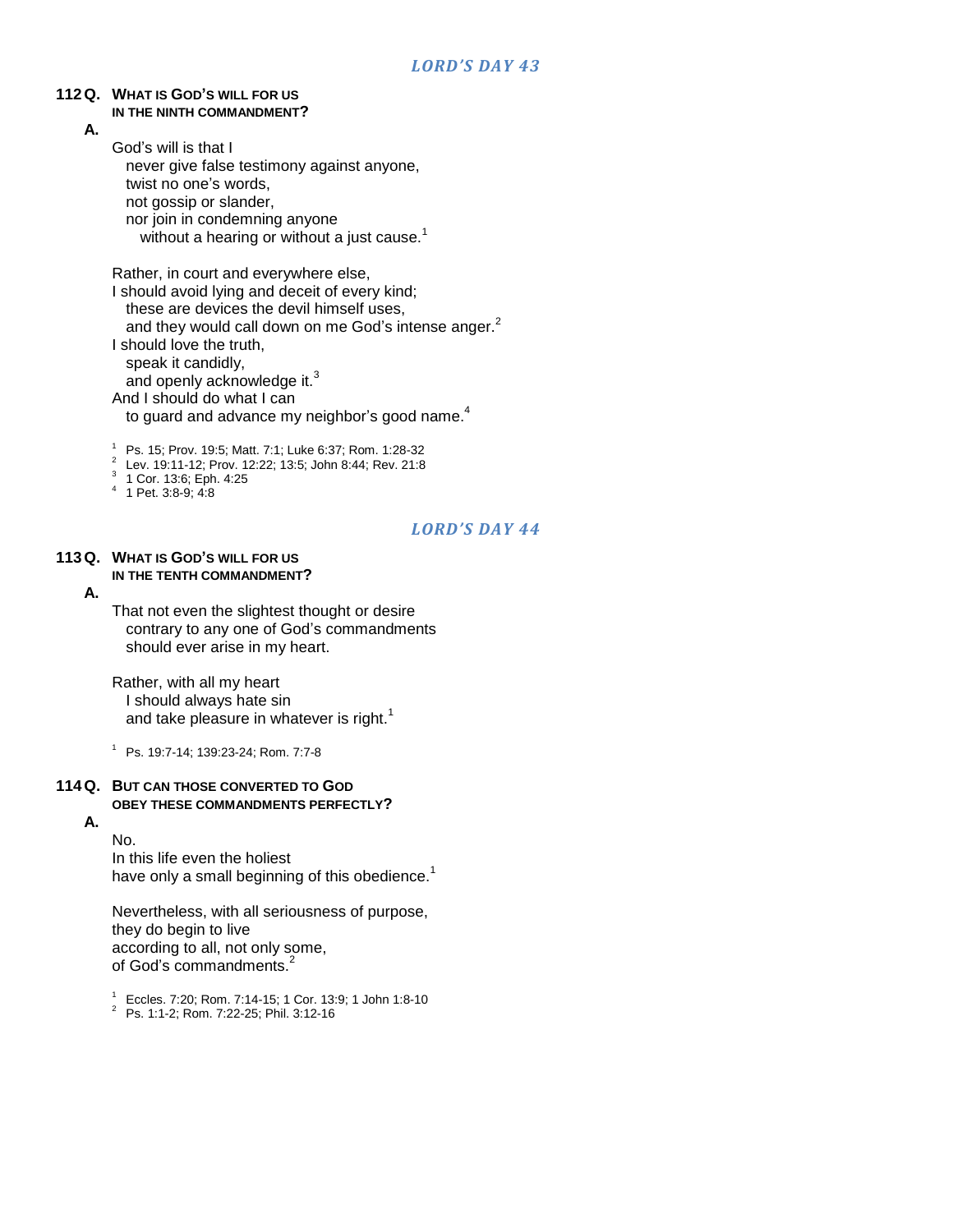## *LORD'S DAY 43*

**112 Q. WHAT IS GOD'S WILL FOR US IN THE NINTH COMMANDMENT?**

**A.**

God's will is that I
never give false testimony against anyone,
twist no one's words,
not gossip or slander,
nor join in condemning anyone
without a hearing or without a just cause.[1]

Rather, in court and everywhere else,
I should avoid lying and deceit of every kind;
these are devices the devil himself uses,
and they would call down on me God's intense anger.[2]
I should love the truth,
speak it candidly,
and openly acknowledge it.[3]
And I should do what I can
to guard and advance my neighbor's good name.[4]

[1] Ps. 15; Prov. 19:5; Matt. 7:1; Luke 6:37; Rom. 1:28-32
[2] Lev. 19:11-12; Prov. 12:22; 13:5; John 8:44; Rev. 21:8
[3] 1 Cor. 13:6; Eph. 4:25
[4] 1 Pet. 3:8-9; 4:8

## *LORD'S DAY 44*

**113 Q. WHAT IS GOD'S WILL FOR US IN THE TENTH COMMANDMENT?**

**A.**

That not even the slightest thought or desire
contrary to any one of God's commandments
should ever arise in my heart.

Rather, with all my heart
I should always hate sin
and take pleasure in whatever is right.[1]

[1] Ps. 19:7-14; 139:23-24; Rom. 7:7-8

**114 Q. BUT CAN THOSE CONVERTED TO GOD OBEY THESE COMMANDMENTS PERFECTLY?**

**A.**

No.
In this life even the holiest
have only a small beginning of this obedience.[1]

Nevertheless, with all seriousness of purpose,
they do begin to live
according to all, not only some,
of God's commandments.[2]

[1] Eccles. 7:20; Rom. 7:14-15; 1 Cor. 13:9; 1 John 1:8-10
[2] Ps. 1:1-2; Rom. 7:22-25; Phil. 3:12-16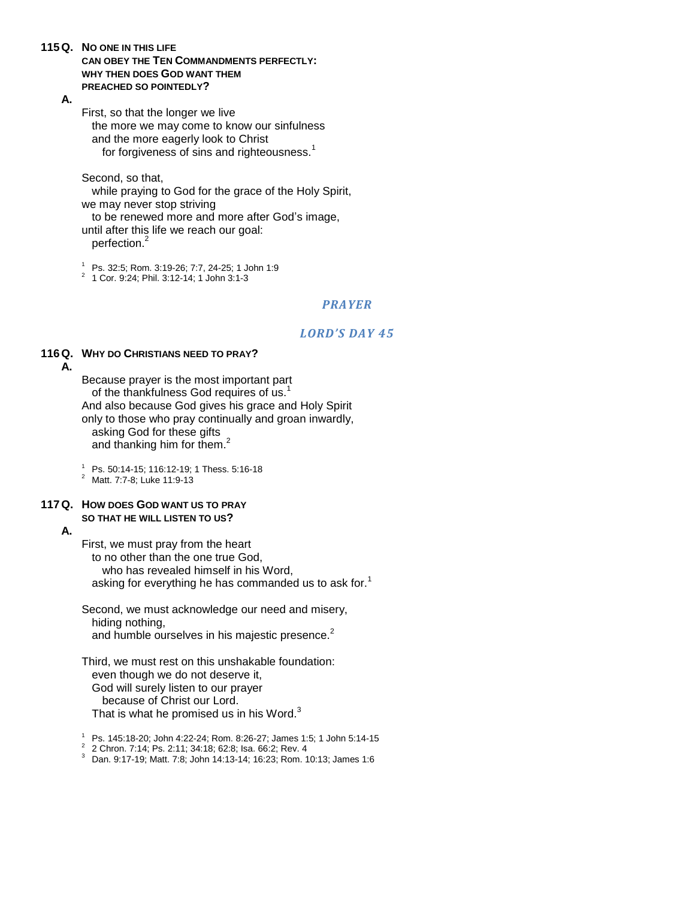**115 Q. No one in this life can obey the Ten Commandments perfectly: why then does God want them preached so pointedly?**

**A.**

First, so that the longer we live
the more we may come to know our sinfulness
and the more eagerly look to Christ
for forgiveness of sins and righteousness.[1]

Second, so that,
while praying to God for the grace of the Holy Spirit,
we may never stop striving
to be renewed more and more after God's image,
until after this life we reach our goal:
perfection.[2]

[1] Ps. 32:5; Rom. 3:19-26; 7:7, 24-25; 1 John 1:9
[2] 1 Cor. 9:24; Phil. 3:12-14; 1 John 3:1-3

## *PRAYER*

## *LORD'S DAY 45*

**116 Q. Why do Christians need to pray?**

**A.**

Because prayer is the most important part
of the thankfulness God requires of us.[1]
And also because God gives his grace and Holy Spirit
only to those who pray continually and groan inwardly,
asking God for these gifts
and thanking him for them.[2]

[1] Ps. 50:14-15; 116:12-19; 1 Thess. 5:16-18
[2] Matt. 7:7-8; Luke 11:9-13

**117 Q. How does God want us to pray so that he will listen to us?**

**A.**

First, we must pray from the heart
to no other than the one true God,
who has revealed himself in his Word,
asking for everything he has commanded us to ask for.[1]

Second, we must acknowledge our need and misery,
hiding nothing,
and humble ourselves in his majestic presence.[2]

Third, we must rest on this unshakable foundation:
even though we do not deserve it,
God will surely listen to our prayer
because of Christ our Lord.
That is what he promised us in his Word.[3]

[1] Ps. 145:18-20; John 4:22-24; Rom. 8:26-27; James 1:5; 1 John 5:14-15
[2] 2 Chron. 7:14; Ps. 2:11; 34:18; 62:8; Isa. 66:2; Rev. 4
[3] Dan. 9:17-19; Matt. 7:8; John 14:13-14; 16:23; Rom. 10:13; James 1:6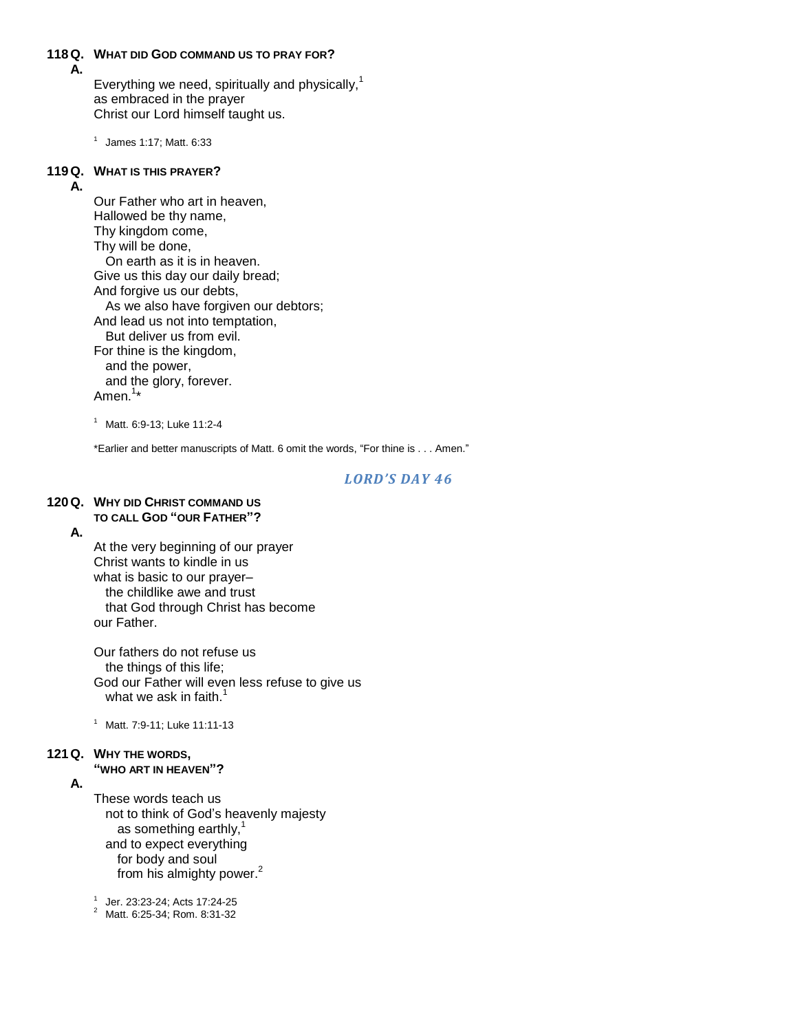**118 Q. WHAT DID GOD COMMAND US TO PRAY FOR?**

**A.**

Everything we need, spiritually and physically,[1]
as embraced in the prayer
Christ our Lord himself taught us.

[1] James 1:17; Matt. 6:33

**119 Q. WHAT IS THIS PRAYER?**

**A.**

Our Father who art in heaven,
Hallowed be thy name,
Thy kingdom come,
Thy will be done,
  On earth as it is in heaven.
Give us this day our daily bread;
And forgive us our debts,
  As we also have forgiven our debtors;
And lead us not into temptation,
  But deliver us from evil.
For thine is the kingdom,
  and the power,
  and the glory, forever.
Amen.[1]*

[1] Matt. 6:9-13; Luke 11:2-4

*Earlier and better manuscripts of Matt. 6 omit the words, "For thine is . . . Amen."

## *LORD'S DAY 46*

**120 Q. WHY DID CHRIST COMMAND US TO CALL GOD "OUR FATHER"?**

**A.**

At the very beginning of our prayer
Christ wants to kindle in us
what is basic to our prayer–
  the childlike awe and trust
  that God through Christ has become
our Father.

Our fathers do not refuse us
  the things of this life;
God our Father will even less refuse to give us
  what we ask in faith.[1]

[1] Matt. 7:9-11; Luke 11:11-13

**121 Q. WHY THE WORDS, "WHO ART IN HEAVEN"?**

**A.**

These words teach us
  not to think of God's heavenly majesty
    as something earthly,[1]
  and to expect everything
    for body and soul
    from his almighty power.[2]

[1] Jer. 23:23-24; Acts 17:24-25
[2] Matt. 6:25-34; Rom. 8:31-32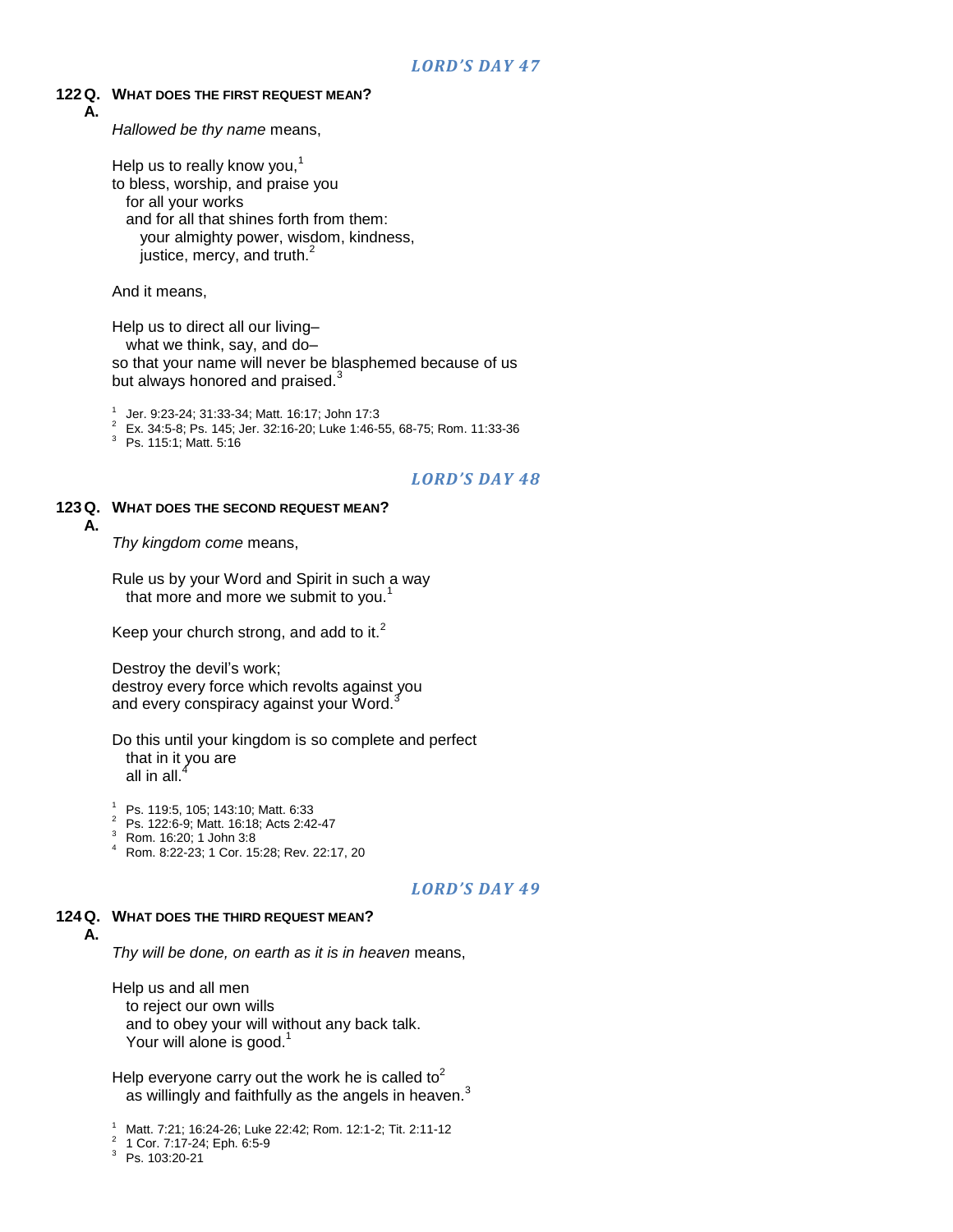## *LORD'S DAY 47*

**122 Q. WHAT DOES THE FIRST REQUEST MEAN?**

**A.**

*Hallowed be thy name* means,

Help us to really know you,[1]
to bless, worship, and praise you
  for all your works
  and for all that shines forth from them:
    your almighty power, wisdom, kindness,
    justice, mercy, and truth.[2]

And it means,

Help us to direct all our living–
  what we think, say, and do–
so that your name will never be blasphemed because of us
but always honored and praised.[3]

[1] Jer. 9:23-24; 31:33-34; Matt. 16:17; John 17:3
[2] Ex. 34:5-8; Ps. 145; Jer. 32:16-20; Luke 1:46-55, 68-75; Rom. 11:33-36
[3] Ps. 115:1; Matt. 5:16

## *LORD'S DAY 48*

**123 Q. WHAT DOES THE SECOND REQUEST MEAN?**

**A.**

*Thy kingdom come* means,

Rule us by your Word and Spirit in such a way
  that more and more we submit to you.[1]

Keep your church strong, and add to it.[2]

Destroy the devil's work;
destroy every force which revolts against you
and every conspiracy against your Word.[3]

Do this until your kingdom is so complete and perfect
  that in it you are
  all in all.[4]

[1] Ps. 119:5, 105; 143:10; Matt. 6:33
[2] Ps. 122:6-9; Matt. 16:18; Acts 2:42-47
[3] Rom. 16:20; 1 John 3:8
[4] Rom. 8:22-23; 1 Cor. 15:28; Rev. 22:17, 20

## *LORD'S DAY 49*

**124 Q. WHAT DOES THE THIRD REQUEST MEAN?**

**A.**

*Thy will be done, on earth as it is in heaven* means,

Help us and all men
  to reject our own wills
  and to obey your will without any back talk.
  Your will alone is good.[1]

Help everyone carry out the work he is called to[2]
  as willingly and faithfully as the angels in heaven.[3]

[1] Matt. 7:21; 16:24-26; Luke 22:42; Rom. 12:1-2; Tit. 2:11-12
[2] 1 Cor. 7:17-24; Eph. 6:5-9
[3] Ps. 103:20-21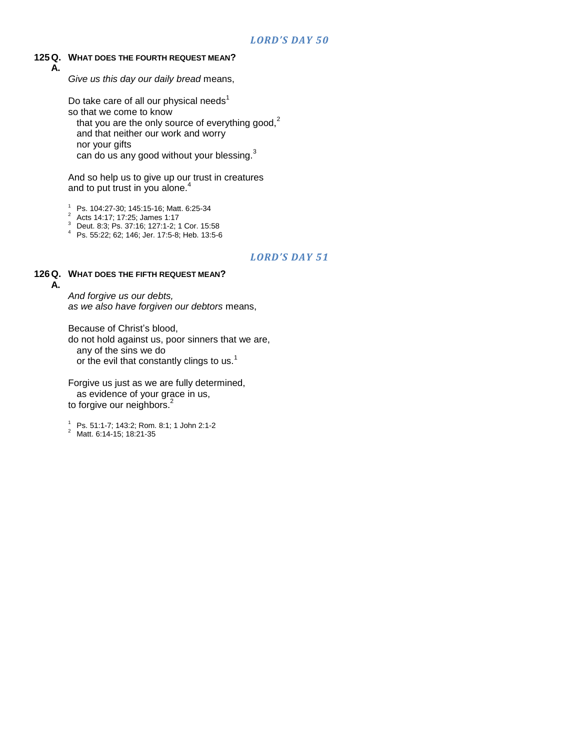## *LORD'S DAY 50*

**125 Q. WHAT DOES THE FOURTH REQUEST MEAN?**

**A.**

*Give us this day our daily bread* means,

Do take care of all our physical needs[1]
so that we come to know
that you are the only source of everything good,[2]
and that neither our work and worry
nor your gifts
can do us any good without your blessing.[3]

And so help us to give up our trust in creatures
and to put trust in you alone.[4]

[1] Ps. 104:27-30; 145:15-16; Matt. 6:25-34
[2] Acts 14:17; 17:25; James 1:17
[3] Deut. 8:3; Ps. 37:16; 127:1-2; 1 Cor. 15:58
[4] Ps. 55:22; 62; 146; Jer. 17:5-8; Heb. 13:5-6

## *LORD'S DAY 51*

**126 Q. WHAT DOES THE FIFTH REQUEST MEAN?**

**A.**

*And forgive us our debts,*
*as we also have forgiven our debtors* means,

Because of Christ's blood,
do not hold against us, poor sinners that we are,
any of the sins we do
or the evil that constantly clings to us.[1]

Forgive us just as we are fully determined,
as evidence of your grace in us,
to forgive our neighbors.[2]

[1] Ps. 51:1-7; 143:2; Rom. 8:1; 1 John 2:1-2
[2] Matt. 6:14-15; 18:21-35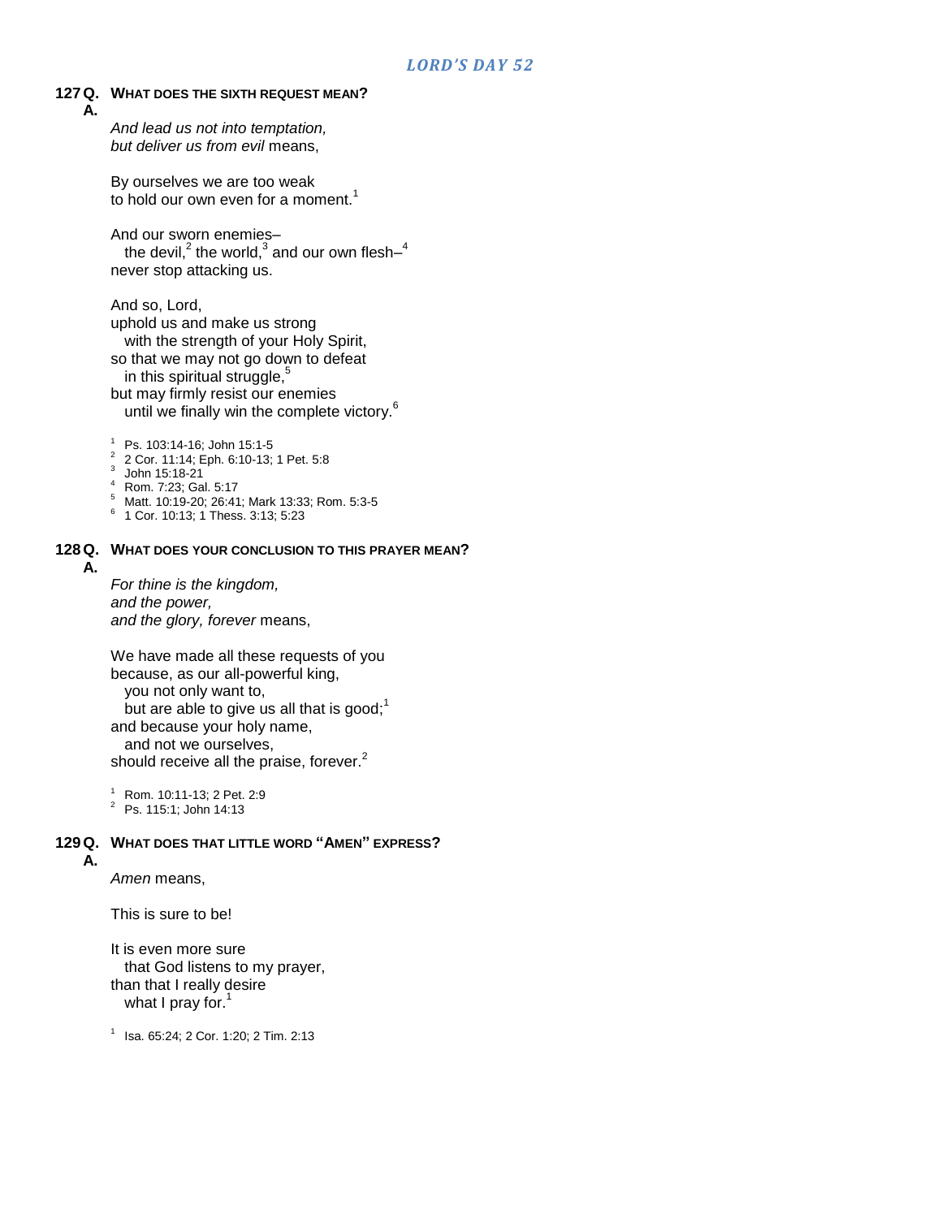## *LORD'S DAY 52*

**127 Q. WHAT DOES THE SIXTH REQUEST MEAN?**

**A.**

*And lead us not into temptation,*
*but deliver us from evil* means,

By ourselves we are too weak
to hold our own even for a moment.[1]

And our sworn enemies–
  the devil,[2] the world,[3] and our own flesh–[4]
never stop attacking us.

And so, Lord,
uphold us and make us strong
  with the strength of your Holy Spirit,
so that we may not go down to defeat
  in this spiritual struggle,[5]
but may firmly resist our enemies
  until we finally win the complete victory.[6]

[1] Ps. 103:14-16; John 15:1-5
[2] 2 Cor. 11:14; Eph. 6:10-13; 1 Pet. 5:8
[3] John 15:18-21
[4] Rom. 7:23; Gal. 5:17
[5] Matt. 10:19-20; 26:41; Mark 13:33; Rom. 5:3-5
[6] 1 Cor. 10:13; 1 Thess. 3:13; 5:23

**128 Q. WHAT DOES YOUR CONCLUSION TO THIS PRAYER MEAN?**

**A.**

*For thine is the kingdom,*
*and the power,*
*and the glory, forever* means,

We have made all these requests of you
because, as our all-powerful king,
  you not only want to,
  but are able to give us all that is good;[1]
and because your holy name,
  and not we ourselves,
should receive all the praise, forever.[2]

[1] Rom. 10:11-13; 2 Pet. 2:9
[2] Ps. 115:1; John 14:13

**129 Q. WHAT DOES THAT LITTLE WORD "AMEN" EXPRESS?**

**A.**

*Amen* means,

This is sure to be!

It is even more sure
  that God listens to my prayer,
than that I really desire
  what I pray for.[1]

[1] Isa. 65:24; 2 Cor. 1:20; 2 Tim. 2:13